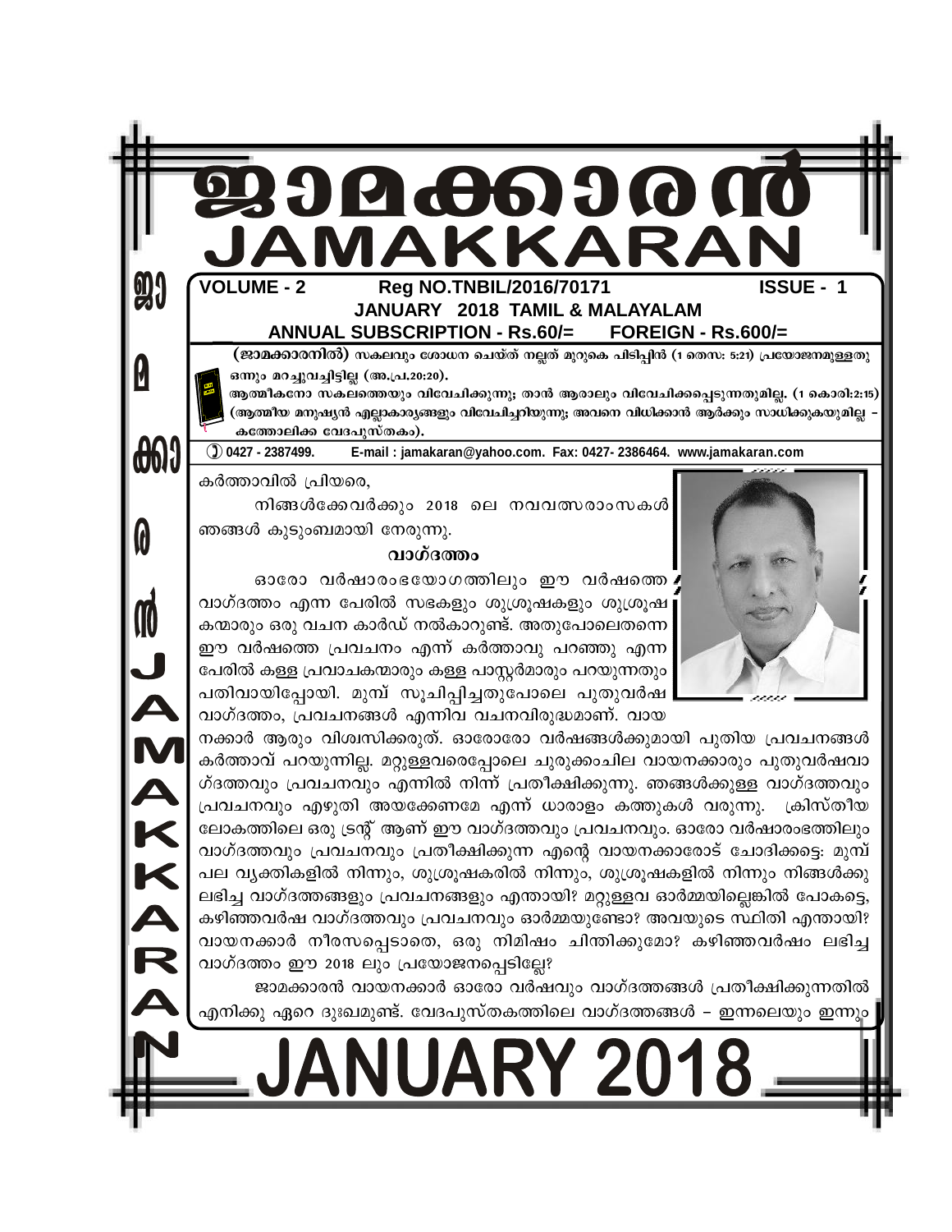# ജാമക്കാരൻ
# JAMAKKARAN

**VOLUME - 2** **Reg NO.TNBIL/2016/70171** **ISSUE - 1**

**JANUARY 2018 TAMIL & MALAYALAM**

**ANNUAL SUBSCRIPTION - Rs.60/= FOREIGN - Rs.600/=**

**(ജാമക്കാരനിൽ) സകലവും ശോധന ചെയ്ത് നല്ലത് മുറുകെ പിടിപ്പിൻ (1 തെസ: 5:21) പ്രയോജനമുള്ളതു ഒന്നും മറച്ചുവച്ചിട്ടില്ല (അ.പ്ര.20:20).**

**ആത്മീകനോ സകലത്തെയും വിവേചിക്കുന്നു; താൻ ആരാലും വിവേചിക്കപ്പെടുന്നതുമില്ല. (1 കൊരി:2:15) (ആത്മീയ മനുഷ്യൻ എല്ലാകാര്യങ്ങളും വിവേചിച്ചറിയുന്നു; അവനെ വിധിക്കാൻ ആർക്കും സാധിക്കുകയുമില്ല – കത്തോലിക്ക വേദപുസ്തകം).**

**0427 - 2387499. E-mail : jamakaran@yahoo.com. Fax: 0427- 2386464. www.jamakaran.com**

കർത്താവിൽ പ്രിയരെ,

നിങ്ങൾക്കേവർക്കും 2018 ലെ നവവത്സരാംസകൾ ഞങ്ങൾ കുടുംബമായി നേരുന്നു.

### വാഗ്ദത്തം

ഓരോ വർഷാരംഭയോഗത്തിലും ഈ വർഷത്തെ വാഗ്ദത്തം എന്ന പേരിൽ സഭകളും ശുശ്രൂഷകളും ശുശ്രൂഷകന്മാരും ഒരു വചന കാർഡ് നൽകാറുണ്ട്. അതുപോലെതന്നെ ഈ വർഷത്തെ പ്രവചനം എന്ന് കർത്താവു പറഞ്ഞു എന്ന പേരിൽ കള്ള പ്രവാചകന്മാരും കള്ള പാസ്റ്റർമാരും പറയുന്നതും പതിവായിപ്പോയി. മുമ്പ് സൂചിപ്പിച്ചതുപോലെ പുതുവർഷ വാഗ്ദത്തം, പ്രവചനങ്ങൾ എന്നിവ വചനവിരുദ്ധമാണ്. വായനക്കാർ ആരും വിശ്വസിക്കരുത്. ഓരോരോ വർഷങ്ങൾക്കുമായി പുതിയ പ്രവചനങ്ങൾ കർത്താവ് പറയുന്നില്ല. മറ്റുള്ളവരെപ്പോലെ ചുരുക്കംചില വായനക്കാരും പുതുവർഷവാഗ്ദത്തവും പ്രവചനവും എന്നിൽ നിന്ന് പ്രതീക്ഷിക്കുന്നു. ഞങ്ങൾക്കുള്ള വാഗ്ദത്തവും പ്രവചനവും എഴുതി അയക്കേണമേ എന്ന് ധാരാളം കത്തുകൾ വരുന്നു. ക്രിസ്തീയ ലോകത്തിലെ ഒരു ട്രന്റ് ആണ് ഈ വാഗ്ദത്തവും പ്രവചനവും. ഓരോ വർഷാരംഭത്തിലും വാഗ്ദത്തവും പ്രവചനവും പ്രതീക്ഷിക്കുന്ന എന്റെ വായനക്കാരോട് ചോദിക്കട്ടെ: മുമ്പ് പല വ്യക്തികളിൽ നിന്നും, ശുശ്രൂഷകരിൽ നിന്നും, ശുശ്രൂഷകളിൽ നിന്നും നിങ്ങൾക്കു ലഭിച്ച വാഗ്ദത്തങ്ങളും പ്രവചനങ്ങളും എന്തായി? മറ്റുള്ളവ ഓർമ്മയില്ലെങ്കിൽ പോകട്ടെ, കഴിഞ്ഞവർഷ വാഗ്ദത്തവും പ്രവചനവും ഓർമ്മയുണ്ടോ? അവയുടെ സ്ഥിതി എന്തായി? വായനക്കാർ നീരസപ്പെടാതെ, ഒരു നിമിഷം ചിന്തിക്കുമോ? കഴിഞ്ഞവർഷം ലഭിച്ച വാഗ്ദത്തം ഈ 2018 ലും പ്രയോജനപ്പെടില്ലേ?

ജാമക്കാരൻ വായനക്കാർ ഓരോ വർഷവും വാഗ്ദത്തങ്ങൾ പ്രതീക്ഷിക്കുന്നതിൽ എനിക്കു ഏറെ ദുഃഖമുണ്ട്. വേദപുസ്തകത്തിലെ വാഗ്ദത്തങ്ങൾ – ഇന്നലെയും ഇന്നും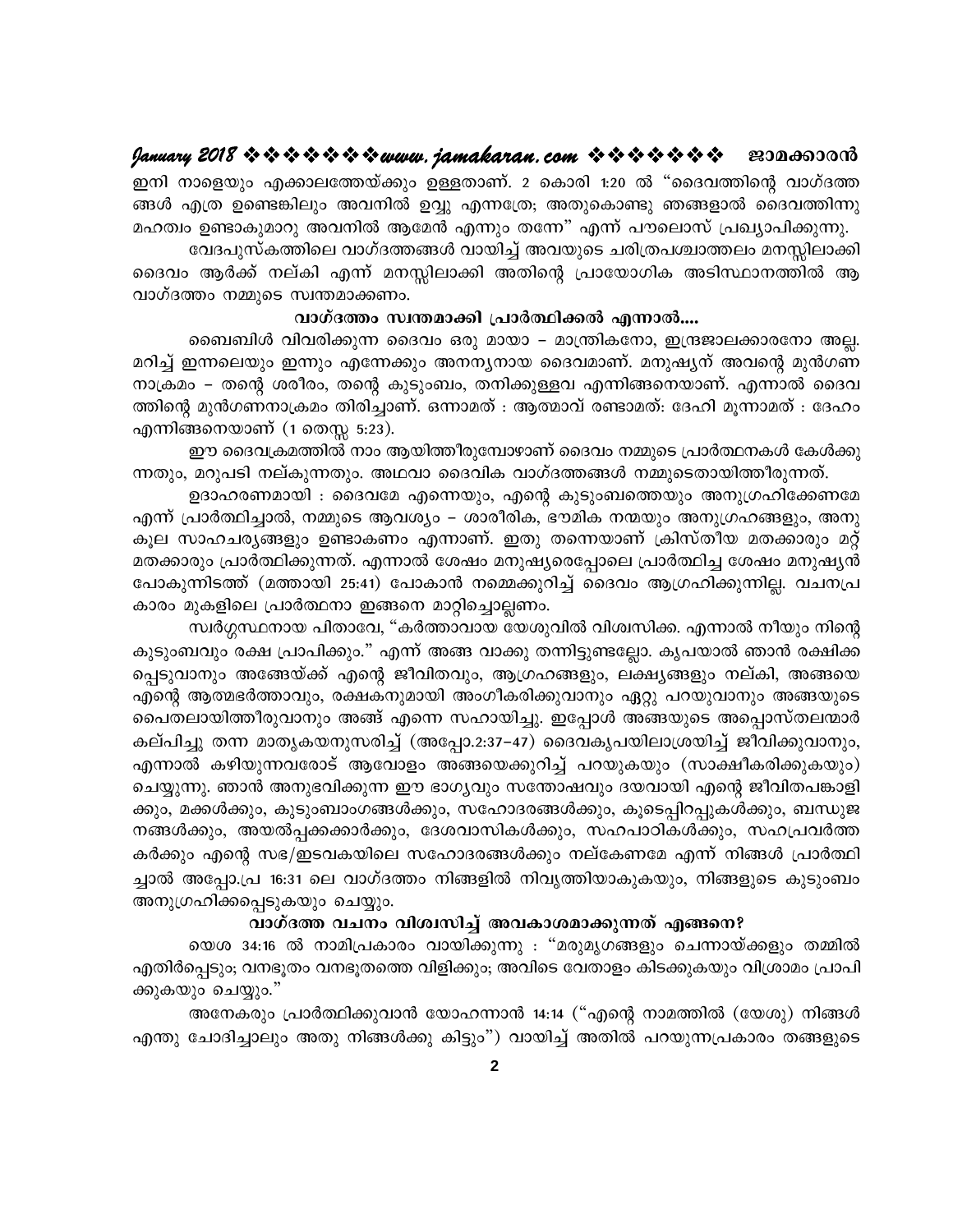ഇനി നാളെയും എക്കാലത്തേയ്ക്കും ഉള്ളതാണ്. 2 കൊരി 1:20 ൽ "ദൈവത്തിന്റെ വാഗ്ദത്തങ്ങൾ എത്ര ഉണ്ടെങ്കിലും അവനിൽ ഉവ്വു എന്നത്രേ; അതുകൊണ്ടു ഞങ്ങളാൽ ദൈവത്തിന്നു മഹത്വം ഉണ്ടാകുമാറു അവനിൽ ആമേൻ എന്നും തന്നേ" എന്ന് പൗലൊസ് പ്രഖ്യാപിക്കുന്നു.

വേദപുസ്കത്തിലെ വാഗ്ദത്തങ്ങൾ വായിച്ച് അവയുടെ ചരിത്രപശ്ചാത്തലം മനസ്സിലാക്കി ദൈവം ആർക്ക് നല്കി എന്ന് മനസ്സിലാക്കി അതിന്റെ പ്രായോഗിക അടിസ്ഥാനത്തിൽ ആ വാഗ്ദത്തം നമ്മുടെ സ്വന്തമാക്കണം.

### വാഗ്ദത്തം സ്വന്തമാക്കി പ്രാർത്ഥിക്കൽ എന്നാൽ....

ബൈബിൾ വിവരിക്കുന്ന ദൈവം ഒരു മായാ – മാന്ത്രികനോ, ഇന്ദ്രജാലക്കാരനോ അല്ല. മറിച്ച് ഇന്നലെയും ഇന്നും എന്നേക്കും അനന്യനായ ദൈവമാണ്. മനുഷ്യന് അവന്റെ മുൻഗണനാക്രമം – തന്റെ ശരീരം, തന്റെ കുടുംബം, തനിക്കുള്ളവ എന്നിങ്ങനെയാണ്. എന്നാൽ ദൈവത്തിന്റെ മുൻഗണനാക്രമം തിരിച്ചാണ്. ഒന്നാമത് : ആത്മാവ് രണ്ടാമത്: ദേഹി മൂന്നാമത് : ദേഹം എന്നിങ്ങനെയാണ് (1 തെസ്സ 5:23).

ഈ ദൈവക്രമത്തിൽ നാം ആയിത്തീരുമ്പോഴാണ് ദൈവം നമ്മുടെ പ്രാർത്ഥനകൾ കേൾക്കുന്നതും, മറുപടി നല്കുന്നതും. അഥവാ ദൈവിക വാഗ്ദത്തങ്ങൾ നമ്മുടെതായിത്തീരുന്നത്.

ഉദാഹരണമായി : ദൈവമേ എന്നെയും, എന്റെ കുടുംബത്തെയും അനുഗ്രഹിക്കേണമേ എന്ന് പ്രാർത്ഥിച്ചാൽ, നമ്മുടെ ആവശ്യം – ശാരീരിക, ഭൗമിക നന്മയും അനുഗ്രഹങ്ങളും, അനുകൂല സാഹചര്യങ്ങളും ഉണ്ടാകണം എന്നാണ്. ഇതു തന്നെയാണ് ക്രിസ്തീയ മതക്കാരും മറ്റ് മതക്കാരും പ്രാർത്ഥിക്കുന്നത്. എന്നാൽ ശേഷം മനുഷ്യരെപ്പോലെ പ്രാർത്ഥിച്ച ശേഷം മനുഷ്യൻ പോകുന്നിടത്ത് (മത്തായി 25:41) പോകാൻ നമ്മെക്കുറിച്ച് ദൈവം ആഗ്രഹിക്കുന്നില്ല. വചനപ്രകാരം മുകളിലെ പ്രാർത്ഥനാ ഇങ്ങനെ മാറ്റിച്ചൊല്ലണം.

സ്വർഗ്ഗസ്ഥനായ പിതാവേ, "കർത്താവായ യേശുവിൽ വിശ്വസിക്ക. എന്നാൽ നീയും നിന്റെ കുടുംബവും രക്ഷ പ്രാപിക്കും." എന്ന് അങ്ങ വാക്കു തന്നിട്ടുണ്ടല്ലോ. കൃപയാൽ ഞാൻ രക്ഷിക്കപ്പെടുവാനും അങ്ങേയ്ക്ക് എന്റെ ജീവിതവും, ആഗ്രഹങ്ങളും, ലക്ഷ്യങ്ങളും നല്കി, അങ്ങയെ എന്റെ ആത്മഭർത്താവും, രക്ഷകനുമായി അംഗീകരിക്കുവാനും ഏറ്റു പറയുവാനും അങ്ങയുടെ പൈതലായിത്തീരുവാനും അങ്ങ് എന്നെ സഹായിച്ചു. ഇപ്പോൾ അങ്ങയുടെ അപ്പൊസ്തലന്മാർ കല്പിച്ചു തന്ന മാതൃകയനുസരിച്ച് (അപ്പോ.2:37–47) ദൈവകൃപയിലാശ്രയിച്ച് ജീവിക്കുവാനും, എന്നാൽ കഴിയുന്നവരോട് ആവോളം അങ്ങയെക്കുറിച്ച് പറയുകയും (സാക്ഷീകരിക്കുകയും) ചെയ്യുന്നു. ഞാൻ അനുഭവിക്കുന്ന ഈ ഭാഗ്യവും സന്തോഷവും ദയവായി എന്റെ ജീവിതപങ്കാളിക്കും, മക്കൾക്കും, കുടുംബാംഗങ്ങൾക്കും, സഹോദരങ്ങൾക്കും, കൂടെപ്പിറപ്പുകൾക്കും, ബന്ധുജനങ്ങൾക്കും, അയൽപ്പക്കക്കാർക്കും, ദേശവാസികൾക്കും, സഹപാഠികൾക്കും, സഹപ്രവർത്തകർക്കും എന്റെ സഭ/ഇടവകയിലെ സഹോദരങ്ങൾക്കും നല്കേണമേ എന്ന് നിങ്ങൾ പ്രാർത്ഥിച്ചാൽ അപ്പോ.പ്ര 16:31 ലെ വാഗ്ദത്തം നിങ്ങളിൽ നിവൃത്തിയാകുകയും, നിങ്ങളുടെ കുടുംബം അനുഗ്രഹിക്കപ്പെടുകയും ചെയ്യും.

### വാഗ്ദത്ത വചനം വിശ്വസിച്ച് അവകാശമാക്കുന്നത് എങ്ങനെ?

യെശ 34:16 ൽ നാമിപ്രകാരം വായിക്കുന്നു : "മരുമൃഗങ്ങളും ചെന്നായ്ക്കളും തമ്മിൽ എതിർപ്പെടും; വനഭൂതം വനഭൂതത്തെ വിളിക്കും; അവിടെ വേതാളം കിടക്കുകയും വിശ്രാമം പ്രാപിക്കുകയും ചെയ്യും."

അനേകരും പ്രാർത്ഥിക്കുവാൻ യോഹന്നാൻ 14:14 ("എന്റെ നാമത്തിൽ (യേശു) നിങ്ങൾ എന്തു ചോദിച്ചാലും അതു നിങ്ങൾക്കു കിട്ടും") വായിച്ച് അതിൽ പറയുന്നപ്രകാരം തങ്ങളുടെ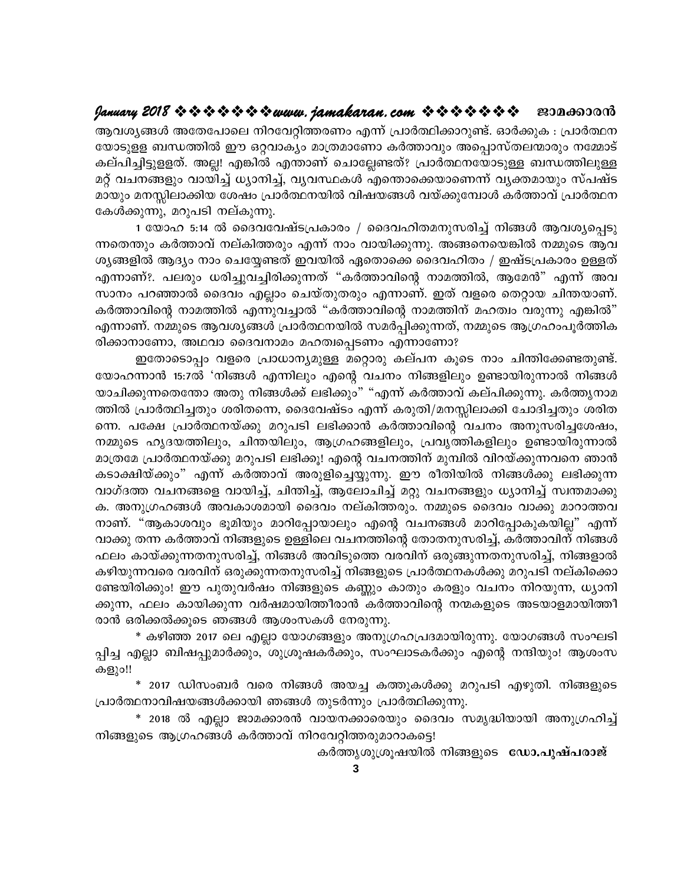ആവശ്യങ്ങൾ അതേപോലെ നിറവേറ്റിത്തരണം എന്ന് പ്രാർത്ഥിക്കാറുണ്ട്. ഓർക്കുക : പ്രാർത്ഥന യോടുള്ള ബന്ധത്തിൽ ഈ ഒറ്റവാക്യം മാത്രമാണോ കർത്താവും അപ്പൊസ്തലന്മാരും നമ്മോട് കല്പിച്ചിട്ടുള്ളത്. അല്ല! എങ്കിൽ എന്താണ് ചൊല്ലേണ്ടത്? പ്രാർത്ഥനയോടുള്ള ബന്ധത്തിലുള്ള മറ്റ് വചനങ്ങളും വായിച്ച് ധ്യാനിച്ച്, വ്യവസ്ഥകൾ എന്തൊക്കെയാണെന്ന് വ്യക്തമായും സ്പഷ്ട മായും മനസ്സിലാക്കിയ ശേഷം പ്രാർത്ഥനയിൽ വിഷയങ്ങൾ വയ്ക്കുമ്പോൾ കർത്താവ് പ്രാർത്ഥന കേൾക്കുന്നു, മറുപടി നല്കുന്നു.

1 യോഹ 5:14 ൽ ദൈവവേഷ്ടപ്രകാരം / ദൈവഹിതമനുസരിച്ച് നിങ്ങൾ ആവശ്യപ്പെടു ന്നതെന്തും കർത്താവ് നല്കിത്തരും എന്ന് നാം വായിക്കുന്നു. അങ്ങനെയെങ്കിൽ നമ്മുടെ ആവ ശ്യങ്ങളിൽ ആദ്യം നാം ചെയ്യേണ്ടത് ഇവയിൽ ഏതൊക്കെ ദൈവഹിതം / ഇഷ്ടപ്രകാരം ഉള്ളത് എന്നാണ്?. പലരും ധരിച്ചുവച്ചിരിക്കുന്നത് "കർത്താവിന്റെ നാമത്തിൽ, ആമേൻ" എന്ന് അവ സാനം പറഞ്ഞാൽ ദൈവം എല്ലാം ചെയ്തുതരും എന്നാണ്. ഇത് വളരെ തെറ്റായ ചിന്തയാണ്. കർത്താവിന്റെ നാമത്തിൽ എന്നുവച്ചാൽ "കർത്താവിന്റെ നാമത്തിന് മഹത്വം വരുന്നു എങ്കിൽ" എന്നാണ്. നമ്മുടെ ആവശ്യങ്ങൾ പ്രാർത്ഥനയിൽ സമർപ്പിക്കുന്നത്, നമ്മുടെ ആഗ്രഹംപൂർത്തിക രിക്കാനാണോ, അഥവാ ദൈവനാമം മഹത്വപ്പെടണം എന്നാണോ?

ഇതോടൊപ്പം വളരെ പ്രാധാന്യമുള്ള മറ്റൊരു കല്പന കൂടെ നാം ചിന്തിക്കേണ്ടതുണ്ട്. യോഹന്നാൻ 15:7ൽ 'നിങ്ങൾ എന്നിലും എന്റെ വചനം നിങ്ങളിലും ഉണ്ടായിരുന്നാൽ നിങ്ങൾ യാചിക്കുന്നതെന്തോ അതു നിങ്ങൾക്ക് ലഭിക്കും" "എന്ന് കർത്താവ് കല്പിക്കുന്നു. കർത്തൃനാമ ത്തിൽ പ്രാർത്ഥിച്ചതും ശരിതന്നെ, ദൈവേഷ്ടം എന്ന് കരുതി/മനസ്സിലാക്കി ചോദിച്ചതും ശരിത ന്നെ. പക്ഷേ പ്രാർത്ഥനയ്ക്കു മറുപടി ലഭിക്കാൻ കർത്താവിന്റെ വചനം അനുസരിച്ചശേഷം, നമ്മുടെ ഹൃദയത്തിലും, ചിന്തയിലും, ആഗ്രഹങ്ങളിലും, പ്രവൃത്തികളിലും ഉണ്ടായിരുന്നാൽ മാത്രമേ പ്രാർത്ഥനയ്ക്കു മറുപടി ലഭിക്കൂ! എന്റെ വചനത്തിന് മുമ്പിൽ വിറയ്ക്കുന്നവനെ ഞാൻ കടാക്ഷിയ്ക്കും" എന്ന് കർത്താവ് അരുളിച്ചെയ്യുന്നു. ഈ രീതിയിൽ നിങ്ങൾക്കു ലഭിക്കുന്ന വാഗ്ദത്ത വചനങ്ങളെ വായിച്ച്, ചിന്തിച്ച്, ആലോചിച്ച് മറ്റു വചനങ്ങളും ധ്യാനിച്ച് സ്വന്തമാക്കു ക. അനുഗ്രഹങ്ങൾ അവകാശമായി ദൈവം നല്കിത്തരും. നമ്മുടെ ദൈവം വാക്കു മാറാത്തവ നാണ്. "ആകാശവും ഭൂമിയും മാറിപ്പോയാലും എന്റെ വചനങ്ങൾ മാറിപ്പോകുകയില്ല" എന്ന് വാക്കു തന്ന കർത്താവ് നിങ്ങളുടെ ഉള്ളിലെ വചനത്തിന്റെ തോതനുസരിച്ച്, കർത്താവിന് നിങ്ങൾ ഫലം കായ്ക്കുന്നതനുസരിച്ച്, നിങ്ങൾ അവിടുത്തെ വരവിന് ഒരുങ്ങുന്നതനുസരിച്ച്, നിങ്ങളാൽ കഴിയുന്നവരെ വരവിന് ഒരുക്കുന്നതനുസരിച്ച് നിങ്ങളുടെ പ്രാർത്ഥനകൾക്കു മറുപടി നല്കിക്കൊ ണ്ടേയിരിക്കും! ഈ പുതുവർഷം നിങ്ങളുടെ കണ്ണും കാതും കരളും വചനം നിറയുന്ന, ധ്യാനി ക്കുന്ന, ഫലം കായിക്കുന്ന വർഷമായിത്തീരാൻ കർത്താവിന്റെ നന്മകളുടെ അടയാളമായിത്തീ രാൻ ഒരിക്കൽക്കൂടെ ഞങ്ങൾ ആശംസകൾ നേരുന്നു.

* കഴിഞ്ഞ 2017 ലെ എല്ലാ യോഗങ്ങളും അനുഗ്രഹപ്രദമായിരുന്നു. യോഗങ്ങൾ സംഘടി പ്പിച്ച എല്ലാ ബിഷപ്പുമാർക്കും, ശുശ്രൂഷകർക്കും, സംഘാടകർക്കും എന്റെ നന്ദിയും! ആശംസ കളും!!

* 2017 ഡിസംബർ വരെ നിങ്ങൾ അയച്ച കത്തുകൾക്കു മറുപടി എഴുതി. നിങ്ങളുടെ പ്രാർത്ഥനാവിഷയങ്ങൾക്കായി ഞങ്ങൾ തുടർന്നും പ്രാർത്ഥിക്കുന്നു.

* 2018 ൽ എല്ലാ ജാമക്കാരൻ വായനക്കാരെയും ദൈവം സമൃദ്ധിയായി അനുഗ്രഹിച്ച് നിങ്ങളുടെ ആഗ്രഹങ്ങൾ കർത്താവ് നിറവേറ്റിത്തരുമാറാകട്ടെ!

കർത്തൃശുശ്രൂഷയിൽ നിങ്ങളുടെ **ഡോ.പുഷ്പരാജ്**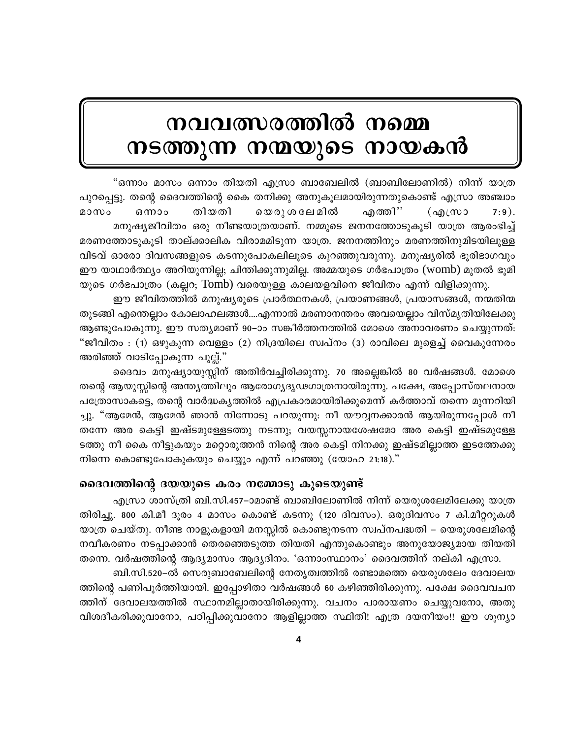# നവവത്സരത്തിൽ നമ്മെ നടത്തുന്ന നന്മയുടെ നായകൻ

"ഒന്നാം മാസം ഒന്നാം തിയതി എസ്രാ ബാബേലിൽ (ബാബിലോണിൽ) നിന്ന് യാത്ര പുറപ്പെട്ടു. തന്റെ ദൈവത്തിന്റെ കൈ തനിക്കു അനുകൂലമായിരുന്നതുകൊണ്ട് എസ്രാ അഞ്ചാം മാസം ഒന്നാം തിയതി യെരുശലേമിൽ എത്തി'' (എസ്രാ 7:9).

മനുഷ്യജീവിതം ഒരു നീണ്ടയാത്രയാണ്. നമ്മുടെ ജനനത്തോടുകൂടി യാത്ര ആരംഭിച്ച് മരണത്തോടുകൂടി താല്ക്കാലിക വിരാമമിടുന്ന യാത്ര. ജനനത്തിനും മരണത്തിനുമിടയിലുള്ള വിടവ് ഓരോ ദിവസങ്ങളുടെ കടന്നുപോകലിലൂടെ കുറഞ്ഞുവരുന്നു. മനുഷ്യരിൽ ഭൂരിഭാഗവും ഈ യാഥാർത്ഥ്യം അറിയുന്നില്ല; ചിന്തിക്കുന്നുമില്ല. അമ്മയുടെ ഗർഭപാത്രം (womb) മുതൽ ഭൂമിയുടെ ഗർഭപാത്രം (കല്ലറ; Tomb) വരെയുള്ള കാലയളവിനെ ജീവിതം എന്ന് വിളിക്കുന്നു.

ഈ ജീവിതത്തിൽ മനുഷ്യരുടെ പ്രാർത്ഥനകൾ, പ്രയാണങ്ങൾ, പ്രയാസങ്ങൾ, നന്മതിന്മ തുടങ്ങി എന്തെല്ലാം കോലാഹലങ്ങൾ....എന്നാൽ മരണാനന്തരം അവയെല്ലാം വിസ്മൃതിയിലേക്കു ആണ്ടുപോകുന്നു. ഈ സത്യമാണ് 90-ാം സങ്കീർത്തനത്തിൽ മോശെ അനാവരണം ചെയ്യുന്നത്: "ജീവിതം : (1) ഒഴുകുന്ന വെള്ളം (2) നിദ്രയിലെ സ്വപ്നം (3) രാവിലെ മുളെച്ച് വൈകുന്നേരം അരിഞ്ഞ് വാടിപ്പോകുന്ന പുല്ല്."

ദൈവം മനുഷ്യായുസ്സിന് അതിർവച്ചിരിക്കുന്നു. 70 അല്ലെങ്കിൽ 80 വർഷങ്ങൾ. മോശെ തന്റെ ആയുസ്സിന്റെ അന്ത്യത്തിലും ആരോഗ്യദൃഢഗാത്രനായിരുന്നു. പക്ഷേ, അപ്പോസ്തലനായ പത്രോസാകട്ടെ, തന്റെ വാർദ്ധക്യത്തിൽ എപ്രകാരമായിരിക്കുമെന്ന് കർത്താവ് തന്നെ മുന്നറിയിച്ചു. "ആമേൻ, ആമേൻ ഞാൻ നിന്നോടു പറയുന്നു: നീ യൗവ്വനക്കാരൻ ആയിരുന്നപ്പോൾ നീ തന്നേ അര കെട്ടി ഇഷ്ടമുള്ളേടത്തു നടന്നു; വയസ്സനായശേഷമോ അര കെട്ടി ഇഷ്ടമുള്ളേടത്തു നീ കൈ നീട്ടുകയും മറ്റൊരുത്തൻ നിന്റെ അര കെട്ടി നിനക്കു ഇഷ്ടമില്ലാത്ത ഇടത്തേക്കു നിന്നെ കൊണ്ടുപോകുകയും ചെയ്യും എന്ന് പറഞ്ഞു (യോഹ 21:18)."

## ദൈവത്തിന്റെ ദയയുടെ കരം നമ്മോടു കൂടെയുണ്ട്

എസ്രാ ശാസ്ത്രി ബി.സി.457-ാമാണ്ട് ബാബിലോണിൽ നിന്ന് യെരുശലേമിലേക്കു യാത്ര തിരിച്ചു. 800 കി.മീ ദൂരം 4 മാസം കൊണ്ട് കടന്നു (120 ദിവസം). ഒരുദിവസം 7 കി.മീറ്ററുകൾ യാത്ര ചെയ്തു. നീണ്ട നാളുകളായി മനസ്സിൽ കൊണ്ടുനടന്ന സ്വപ്നപദ്ധതി – യെരുശലേമിന്റെ നവീകരണം നടപ്പാക്കാൻ തെരഞ്ഞെടുത്ത തിയതി എന്തുകൊണ്ടും അനുയോജ്യമായ തിയതി തന്നെ. വർഷത്തിന്റെ ആദ്യമാസം ആദ്യദിനം. 'ഒന്നാംസ്ഥാനം' ദൈവത്തിന് നല്കി എസ്രാ.

ബി.സി.520-ൽ സെരുബാബേലിന്റെ നേതൃത്വത്തിൽ രണ്ടാമത്തെ യെരുശലേം ദേവാലയത്തിന്റെ പണിപൂർത്തിയായി. ഇപ്പോഴിതാ വർഷങ്ങൾ 60 കഴിഞ്ഞിരിക്കുന്നു. പക്ഷേ ദൈവവചനത്തിന് ദേവാലയത്തിൽ സ്ഥാനമില്ലാതായിരിക്കുന്നു. വചനം പാരായണം ചെയ്യുവനോ, അതു വിശദീകരിക്കുവാനോ, പഠിപ്പിക്കുവാനോ ആളില്ലാത്ത സ്ഥിതി! എത്ര ദയനീയം!! ഈ ശൂന്യാ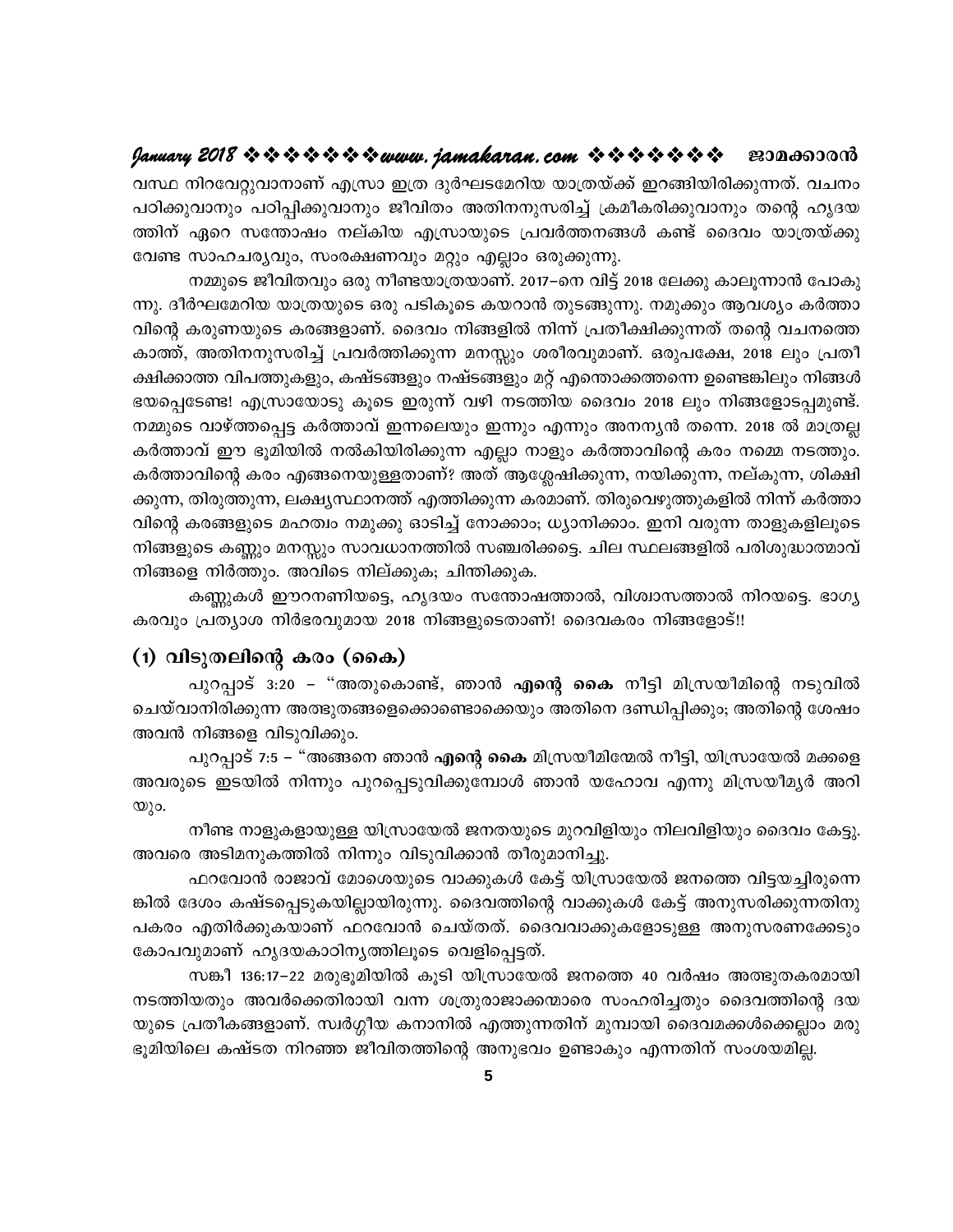വസ്ഥ നിറവേറ്റുവാനാണ് എസ്രാ ഇത്ര ദുർഘടമേറിയ യാത്രയ്ക്ക് ഇറങ്ങിയിരിക്കുന്നത്. വചനം പഠിക്കുവാനും പഠിപ്പിക്കുവാനും ജീവിതം അതിനനുസരിച്ച് ക്രമീകരിക്കുവാനും തന്റെ ഹൃദയത്തിന് ഏറെ സന്തോഷം നല്കിയ എസ്രായുടെ പ്രവർത്തനങ്ങൾ കണ്ട് ദൈവം യാത്രയ്ക്കു വേണ്ട സാഹചര്യവും, സംരക്ഷണവും മറ്റും എല്ലാം ഒരുക്കുന്നു.

നമ്മുടെ ജീവിതവും ഒരു നീണ്ടയാത്രയാണ്. 2017–നെ വിട്ട് 2018 ലേക്കു കാലൂന്നാൻ പോകുന്നു. ദീർഘമേറിയ യാത്രയുടെ ഒരു പടികൂടെ കയറാൻ തുടങ്ങുന്നു. നമുക്കും ആവശ്യം കർത്താവിന്റെ കരുണയുടെ കരങ്ങളാണ്. ദൈവം നിങ്ങളിൽ നിന്ന് പ്രതീക്ഷിക്കുന്നത് തന്റെ വചനത്തെ കാത്ത്, അതിനനുസരിച്ച് പ്രവർത്തിക്കുന്ന മനസ്സും ശരീരവുമാണ്. ഒരുപക്ഷേ, 2018 ലും പ്രതീക്ഷിക്കാത്ത വിപത്തുകളും, കഷ്ടങ്ങളും നഷ്ടങ്ങളും മറ്റ് എന്തൊക്കത്തന്നെ ഉണ്ടെങ്കിലും നിങ്ങൾ ഭയപ്പെടേണ്ട! എസ്രായോടു കൂടെ ഇരുന്ന് വഴി നടത്തിയ ദൈവം 2018 ലും നിങ്ങളോടപ്പമുണ്ട്. നമ്മുടെ വാഴ്ത്തപ്പെട്ട കർത്താവ് ഇന്നലെയും ഇന്നും എന്നും അനന്യൻ തന്നെ. 2018 ൽ മാത്രല്ല കർത്താവ് ഈ ഭൂമിയിൽ നൽകിയിരിക്കുന്ന എല്ലാ നാളും കർത്താവിന്റെ കരം നമ്മെ നടത്തും. കർത്താവിന്റെ കരം എങ്ങനെയുള്ളതാണ്? അത് ആശ്ലേഷിക്കുന്ന, നയിക്കുന്ന, നല്കുന്ന, ശിക്ഷിക്കുന്ന, തിരുത്തുന്ന, ലക്ഷ്യസ്ഥാനത്ത് എത്തിക്കുന്ന കരമാണ്. തിരുവെഴുത്തുകളിൽ നിന്ന് കർത്താവിന്റെ കരങ്ങളുടെ മഹത്വം നമുക്കു ഓടിച്ച് നോക്കാം; ധ്യാനിക്കാം. ഇനി വരുന്ന താളുകളിലൂടെ നിങ്ങളുടെ കണ്ണും മനസ്സും സാവധാനത്തിൽ സഞ്ചരിക്കട്ടെ. ചില സ്ഥലങ്ങളിൽ പരിശുദ്ധാത്മാവ് നിങ്ങളെ നിർത്തും. അവിടെ നില്ക്കുക; ചിന്തിക്കുക.

കണ്ണുകൾ ഈറനണിയട്ടെ, ഹൃദയം സന്തോഷത്താൽ, വിശ്വാസത്താൽ നിറയട്ടെ. ഭാഗ്യകരവും പ്രത്യാശ നിർഭരവുമായ 2018 നിങ്ങളുടെതാണ്! ദൈവകരം നിങ്ങളോട്!!

## (1) വിടുതലിന്റെ കരം (കൈ)

പുറപ്പാട് 3:20 – "അതുകൊണ്ട്, ഞാൻ **എന്റെ കൈ** നീട്ടി മിസ്രയീമിന്റെ നടുവിൽ ചെയ്വാനിരിക്കുന്ന അത്ഭുതങ്ങളെക്കൊണ്ടൊക്കെയും അതിനെ ദണ്ഡിപ്പിക്കും; അതിന്റെ ശേഷം അവൻ നിങ്ങളെ വിടുവിക്കും.

പുറപ്പാട് 7:5 – "അങ്ങനെ ഞാൻ **എന്റെ കൈ** മിസ്രയീമിന്മേൽ നീട്ടി, യിസ്രായേൽ മക്കളെ അവരുടെ ഇടയിൽ നിന്നും പുറപ്പെടുവിക്കുമ്പോൾ ഞാൻ യഹോവ എന്നു മിസ്രയീമ്യർ അറിയും.

നീണ്ട നാളുകളായുള്ള യിസ്രായേൽ ജനതയുടെ മുറവിളിയും നിലവിളിയും ദൈവം കേട്ടു. അവരെ അടിമനുകത്തിൽ നിന്നും വിടുവിക്കാൻ തീരുമാനിച്ചു.

ഫറവോൻ രാജാവ് മോശെയുടെ വാക്കുകൾ കേട്ട് യിസ്രായേൽ ജനത്തെ വിട്ടയച്ചിരുന്നെങ്കിൽ ദേശം കഷ്ടപ്പെടുകയില്ലായിരുന്നു. ദൈവത്തിന്റെ വാക്കുകൾ കേട്ട് അനുസരിക്കുന്നതിനു പകരം എതിർക്കുകയാണ് ഫറവോൻ ചെയ്തത്. ദൈവവാക്കുകളോടുള്ള അനുസരണക്കേടും കോപവുമാണ് ഹൃദയകാഠിന്യത്തിലൂടെ വെളിപ്പെട്ടത്.

സങ്കീ 136:17–22 മരുഭൂമിയിൽ കൂടി യിസ്രായേൽ ജനത്തെ 40 വർഷം അത്ഭുതകരമായി നടത്തിയതും അവർക്കെതിരായി വന്ന ശത്രുരാജാക്കന്മാരെ സംഹരിച്ചതും ദൈവത്തിന്റെ ദയയുടെ പ്രതീകങ്ങളാണ്. സ്വർഗ്ഗീയ കനാനിൽ എത്തുന്നതിന് മുമ്പായി ദൈവമക്കൾക്കെല്ലാം മരുഭൂമിയിലെ കഷ്ടത നിറഞ്ഞ ജീവിതത്തിന്റെ അനുഭവം ഉണ്ടാകും എന്നതിന് സംശയമില്ല.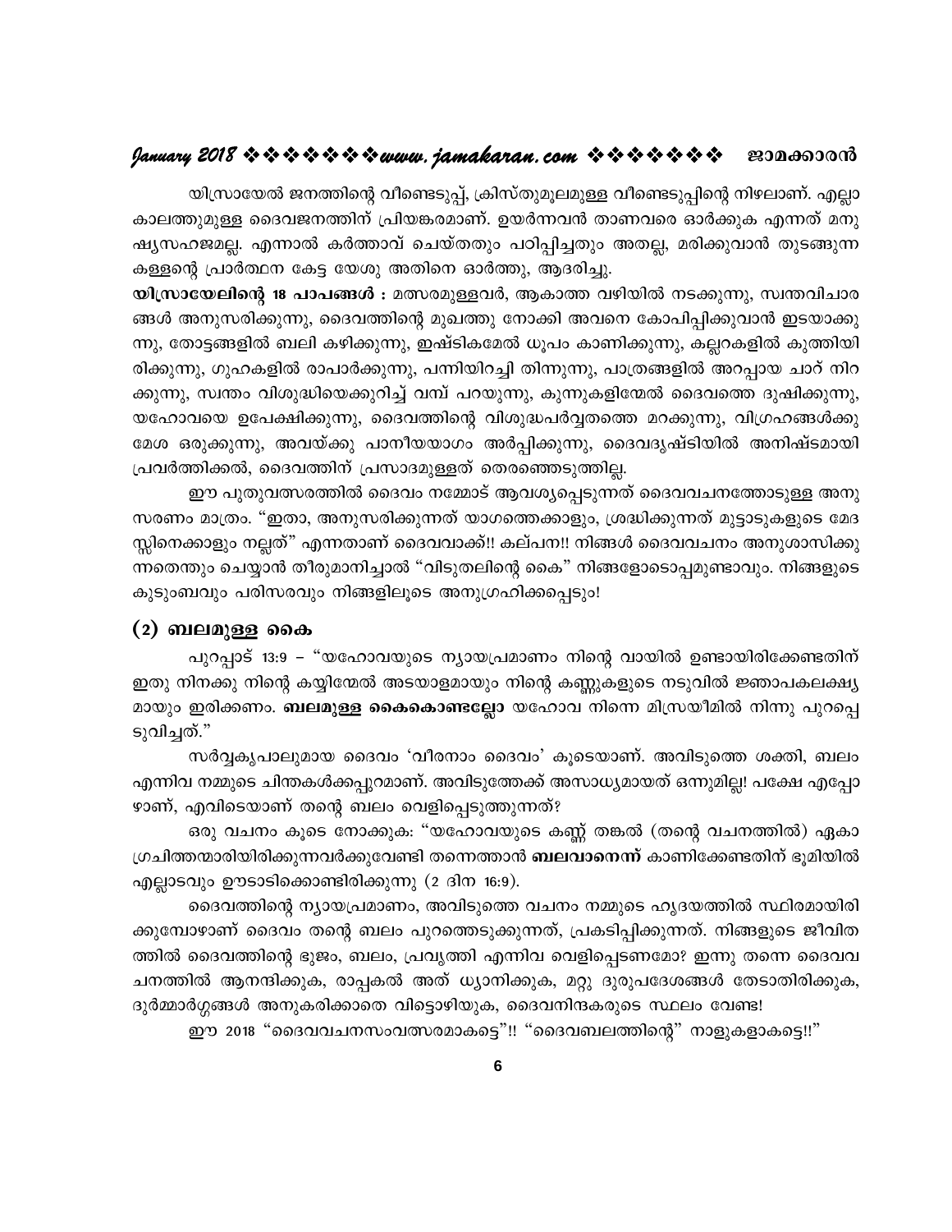യിസ്രായേൽ ജനത്തിന്റെ വീണ്ടെടുപ്പ്, ക്രിസ്തുമൂലമുള്ള വീണ്ടെടുപ്പിന്റെ നിഴലാണ്. എല്ലാ കാലത്തുമുള്ള ദൈവജനത്തിന് പ്രിയങ്കരമാണ്. ഉയർന്നവൻ താണവരെ ഓർക്കുക എന്നത് മനുഷ്യസഹജമല്ല. എന്നാൽ കർത്താവ് ചെയ്തതും പഠിപ്പിച്ചതും അതല്ല, മരിക്കുവാൻ തുടങ്ങുന്ന കള്ളന്റെ പ്രാർത്ഥന കേട്ട യേശു അതിനെ ഓർത്തു, ആദരിച്ചു.

**യിസ്രായേലിന്റെ 18 പാപങ്ങൾ :** മത്സരമുള്ളവർ, ആകാത്ത വഴിയിൽ നടക്കുന്നു, സ്വന്തവിചാരങ്ങൾ അനുസരിക്കുന്നു, ദൈവത്തിന്റെ മുഖത്തു നോക്കി അവനെ കോപിപ്പിക്കുവാൻ ഇടയാക്കുന്നു, തോട്ടങ്ങളിൽ ബലി കഴിക്കുന്നു, ഇഷ്ടികമേൽ ധൂപം കാണിക്കുന്നു, കല്ലറകളിൽ കുത്തിയിരിക്കുന്നു, ഗുഹകളിൽ രാപാർക്കുന്നു, പന്നിയിറച്ചി തിന്നുന്നു, പാത്രങ്ങളിൽ അറപ്പായ ചാറ് നിറക്കുന്നു, സ്വന്തം വിശുദ്ധിയെക്കുറിച്ച് വമ്പ് പറയുന്നു, കുന്നുകളിന്മേൽ ദൈവത്തെ ദുഷിക്കുന്നു, യഹോവയെ ഉപേക്ഷിക്കുന്നു, ദൈവത്തിന്റെ വിശുദ്ധപർവ്വതത്തെ മറക്കുന്നു, വിഗ്രഹങ്ങൾക്കു മേശ ഒരുക്കുന്നു, അവയ്ക്കു പാനീയയാഗം അർപ്പിക്കുന്നു, ദൈവദൃഷ്ടിയിൽ അനിഷ്ടമായി പ്രവർത്തിക്കൽ, ദൈവത്തിന് പ്രസാദമുള്ളത് തെരഞ്ഞെടുത്തില്ല.

ഈ പുതുവത്സരത്തിൽ ദൈവം നമ്മോട് ആവശ്യപ്പെടുന്നത് ദൈവവചനത്തോടുള്ള അനുസരണം മാത്രം. "ഇതാ, അനുസരിക്കുന്നത് യാഗത്തെക്കാളും, ശ്രദ്ധിക്കുന്നത് മുട്ടാടുകളുടെ മേദസ്സിനെക്കാളും നല്ലത്" എന്നതാണ് ദൈവവാക്ക്!! കല്പന!! നിങ്ങൾ ദൈവവചനം അനുശാസിക്കുന്നതെന്തും ചെയ്യാൻ തീരുമാനിച്ചാൽ "വിടുതലിന്റെ കൈ" നിങ്ങളോടൊപ്പമുണ്ടാവും. നിങ്ങളുടെ കുടുംബവും പരിസരവും നിങ്ങളിലൂടെ അനുഗ്രഹിക്കപ്പെടും!

## (2) ബലമുള്ള കൈ

പുറപ്പാട് 13:9 – "യഹോവയുടെ ന്യായപ്രമാണം നിന്റെ വായിൽ ഉണ്ടായിരിക്കേണ്ടതിന് ഇതു നിനക്കു നിന്റെ കയ്യിന്മേൽ അടയാളമായും നിന്റെ കണ്ണുകളുടെ നടുവിൽ ജ്ഞാപകലക്ഷ്യമായും ഇരിക്കണം. **ബലമുള്ള കൈകൊണ്ടല്ലോ** യഹോവ നിന്നെ മിസ്രയീമിൽ നിന്നു പുറപ്പെടുവിച്ചത്."

സർവ്വകൃപാലുമായ ദൈവം 'വീരനാം ദൈവം' കൂടെയാണ്. അവിടുത്തെ ശക്തി, ബലം എന്നിവ നമ്മുടെ ചിന്തകൾക്കപ്പുറമാണ്. അവിടുത്തേക്ക് അസാധ്യമായത് ഒന്നുമില്ല! പക്ഷേ എപ്പോഴാണ്, എവിടെയാണ് തന്റെ ബലം വെളിപ്പെടുത്തുന്നത്?

ഒരു വചനം കൂടെ നോക്കുക: "യഹോവയുടെ കണ്ണ് തങ്കൽ (തന്റെ വചനത്തിൽ) ഏകാഗ്രചിത്തന്മാരിയിരിക്കുന്നവർക്കുവേണ്ടി തന്നെത്താൻ **ബലവാനെന്ന്** കാണിക്കേണ്ടതിന് ഭൂമിയിൽ എല്ലാടവും ഊടാടിക്കൊണ്ടിരിക്കുന്നു (2 ദിന 16:9).

ദൈവത്തിന്റെ ന്യായപ്രമാണം, അവിടുത്തെ വചനം നമ്മുടെ ഹൃദയത്തിൽ സ്ഥിരമായിരിക്കുമ്പോഴാണ് ദൈവം തന്റെ ബലം പുറത്തെടുക്കുന്നത്, പ്രകടിപ്പിക്കുന്നത്. നിങ്ങളുടെ ജീവിതത്തിൽ ദൈവത്തിന്റെ ഭുജം, ബലം, പ്രവൃത്തി എന്നിവ വെളിപ്പെടണമോ? ഇന്നു തന്നെ ദൈവവചനത്തിൽ ആനന്ദിക്കുക, രാപ്പകൽ അത് ധ്യാനിക്കുക, മറ്റു ദുരുപദേശങ്ങൾ തേടാതിരിക്കുക, ദുർമ്മാർഗ്ഗങ്ങൾ അനുകരിക്കാതെ വിട്ടൊഴിയുക, ദൈവനിന്ദകരുടെ സ്ഥലം വേണ്ട!

ഈ 2018 "ദൈവവചനസംവത്സരമാകട്ടെ"!! "ദൈവബലത്തിന്റെ" നാളുകളാകട്ടെ!!"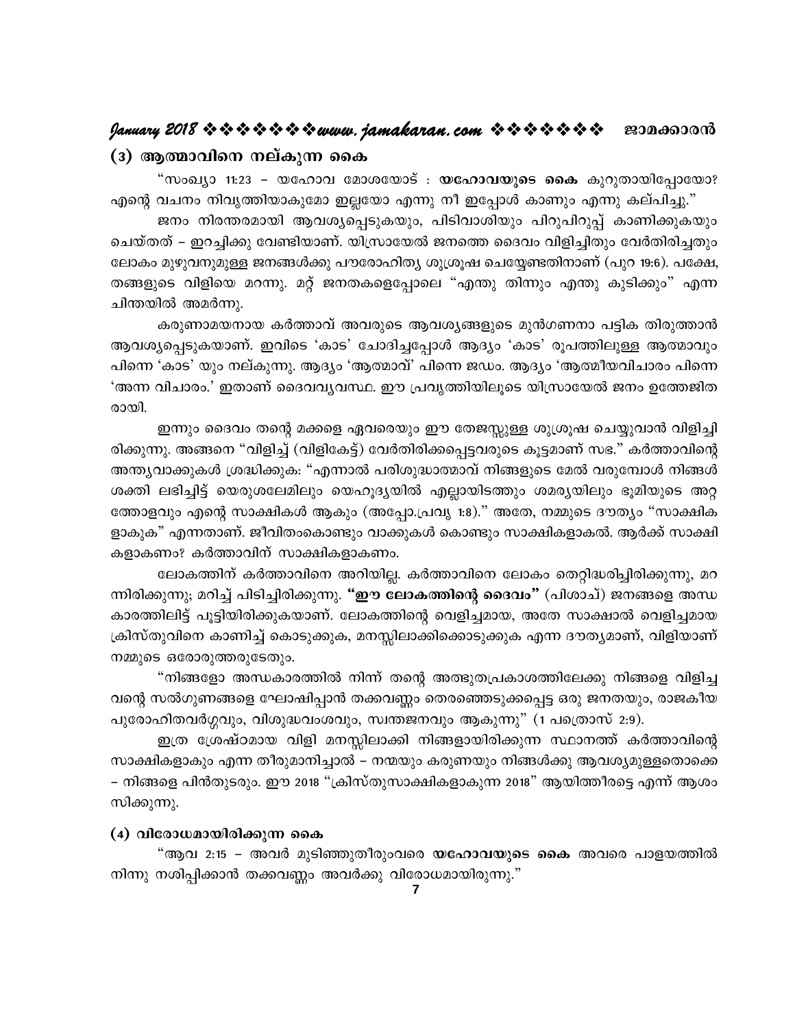### (3) ആത്മാവിനെ നല്കുന്ന കൈ

"സംഖ്യാ 11:23 – യഹോവ മോശയോട് : **യഹോവയുടെ കൈ** കുറുതായിപ്പോയോ? എന്റെ വചനം നിവൃത്തിയാകുമോ ഇല്ലയോ എന്നു നീ ഇപ്പോൾ കാണും എന്നു കല്പിച്ചു."

ജനം നിരന്തരമായി ആവശ്യപ്പെടുകയും, പിടിവാശിയും പിറുപിറുപ്പ് കാണിക്കുകയും ചെയ്തത് – ഇറച്ചിക്കു വേണ്ടിയാണ്. യിസ്രായേൽ ജനത്തെ ദൈവം വിളിച്ചതും വേർതിരിച്ചതും ലോകം മുഴുവനുമുള്ള ജനങ്ങൾക്കു പൗരോഹിത്യ ശുശ്രൂഷ ചെയ്യേണ്ടതിനാണ് (പുറ 19:6). പക്ഷേ, തങ്ങളുടെ വിളിയെ മറന്നു. മറ്റ് ജനതകളെപ്പോലെ "എന്തു തിന്നും എന്തു കുടിക്കും" എന്ന ചിന്തയിൽ അമർന്നു.

കരുണാമയനായ കർത്താവ് അവരുടെ ആവശ്യങ്ങളുടെ മുൻഗണനാ പട്ടിക തിരുത്താൻ ആവശ്യപ്പെടുകയാണ്. ഇവിടെ 'കാട' ചോദിച്ചപ്പോൾ ആദ്യം 'കാട' രൂപത്തിലുള്ള ആത്മാവും പിന്നെ 'കാട' യും നല്കുന്നു. ആദ്യം 'ആത്മാവ്' പിന്നെ ജഡം. ആദ്യം 'ആത്മീയവിചാരം പിന്നെ 'അന്ന വിചാരം.' ഇതാണ് ദൈവവ്യവസ്ഥ. ഈ പ്രവൃത്തിയിലൂടെ യിസ്രായേൽ ജനം ഉത്തേജിതരായി.

ഇന്നും ദൈവം തന്റെ മക്കളെ ഏവരെയും ഈ തേജസ്സുള്ള ശുശ്രൂഷ ചെയ്യുവാൻ വിളിച്ചിരിക്കുന്നു. അങ്ങനെ "വിളിച്ച് (വിളികേട്ട്) വേർതിരിക്കപ്പെട്ടവരുടെ കൂട്ടമാണ് സഭ." കർത്താവിന്റെ അന്ത്യവാക്കുകൾ ശ്രദ്ധിക്കുക: "എന്നാൽ പരിശുദ്ധാത്മാവ് നിങ്ങളുടെ മേൽ വരുമ്പോൾ നിങ്ങൾ ശക്തി ലഭിച്ചിട്ട് യെരുശലേമിലും യെഹൂദ്യയിൽ എല്ലായിടത്തും ശമര്യയിലും ഭൂമിയുടെ അറ്റത്തോളവും എന്റെ സാക്ഷികൾ ആകും (അപ്പോ.പ്രവൃ 1:8)." അതേ, നമ്മുടെ ദൗത്യം "സാക്ഷികളാകുക" എന്നതാണ്. ജീവിതംകൊണ്ടും വാക്കുകൾ കൊണ്ടും സാക്ഷികളാകൽ. ആർക്ക് സാക്ഷികളാകണം? കർത്താവിന് സാക്ഷികളാകണം.

ലോകത്തിന് കർത്താവിനെ അറിയില്ല. കർത്താവിനെ ലോകം തെറ്റിദ്ധരിച്ചിരിക്കുന്നു, മറന്നിരിക്കുന്നു; മറിച്ച് പിടിച്ചിരിക്കുന്നു. **"ഈ ലോകത്തിന്റെ ദൈവം"** (പിശാച്) ജനങ്ങളെ അന്ധകാരത്തിലിട്ട് പൂട്ടിയിരിക്കുകയാണ്. ലോകത്തിന്റെ വെളിച്ചമായ, അതേ സാക്ഷാൽ വെളിച്ചമായ ക്രിസ്തുവിനെ കാണിച്ച് കൊടുക്കുക, മനസ്സിലാക്കിക്കൊടുക്കുക എന്ന ദൗത്യമാണ്, വിളിയാണ് നമ്മുടെ ഒരോരുത്തരുടേതും.

"നിങ്ങളോ അന്ധകാരത്തിൽ നിന്ന് തന്റെ അത്ഭുതപ്രകാശത്തിലേക്കു നിങ്ങളെ വിളിച്ചവന്റെ സൽഗുണങ്ങളെ ഘോഷിപ്പാൻ തക്കവണ്ണം തെരഞ്ഞെടുക്കപ്പെട്ട ഒരു ജനതയും, രാജകീയ പുരോഹിതവർഗ്ഗവും, വിശുദ്ധവംശവും, സ്വന്തജനവും ആകുന്നു" (1 പത്രൊസ് 2:9).

ഇത്ര ശ്രേഷ്ഠമായ വിളി മനസ്സിലാക്കി നിങ്ങളായിരിക്കുന്ന സ്ഥാനത്ത് കർത്താവിന്റെ സാക്ഷികളാകും എന്ന തീരുമാനിച്ചാൽ – നന്മയും കരുണയും നിങ്ങൾക്കു ആവശ്യമുള്ളതൊക്കെ – നിങ്ങളെ പിൻതുടരും. ഈ 2018 "ക്രിസ്തുസാക്ഷികളാകുന്ന 2018" ആയിത്തീരട്ടെ എന്ന് ആശംസിക്കുന്നു.

### (4) വിരോധമായിരിക്കുന്ന കൈ

"ആവ 2:15 – അവർ മുടിഞ്ഞുതീരുംവരെ **യഹോവയുടെ കൈ** അവരെ പാളയത്തിൽ നിന്നു നശിപ്പിക്കാൻ തക്കവണ്ണം അവർക്കു വിരോധമായിരുന്നു."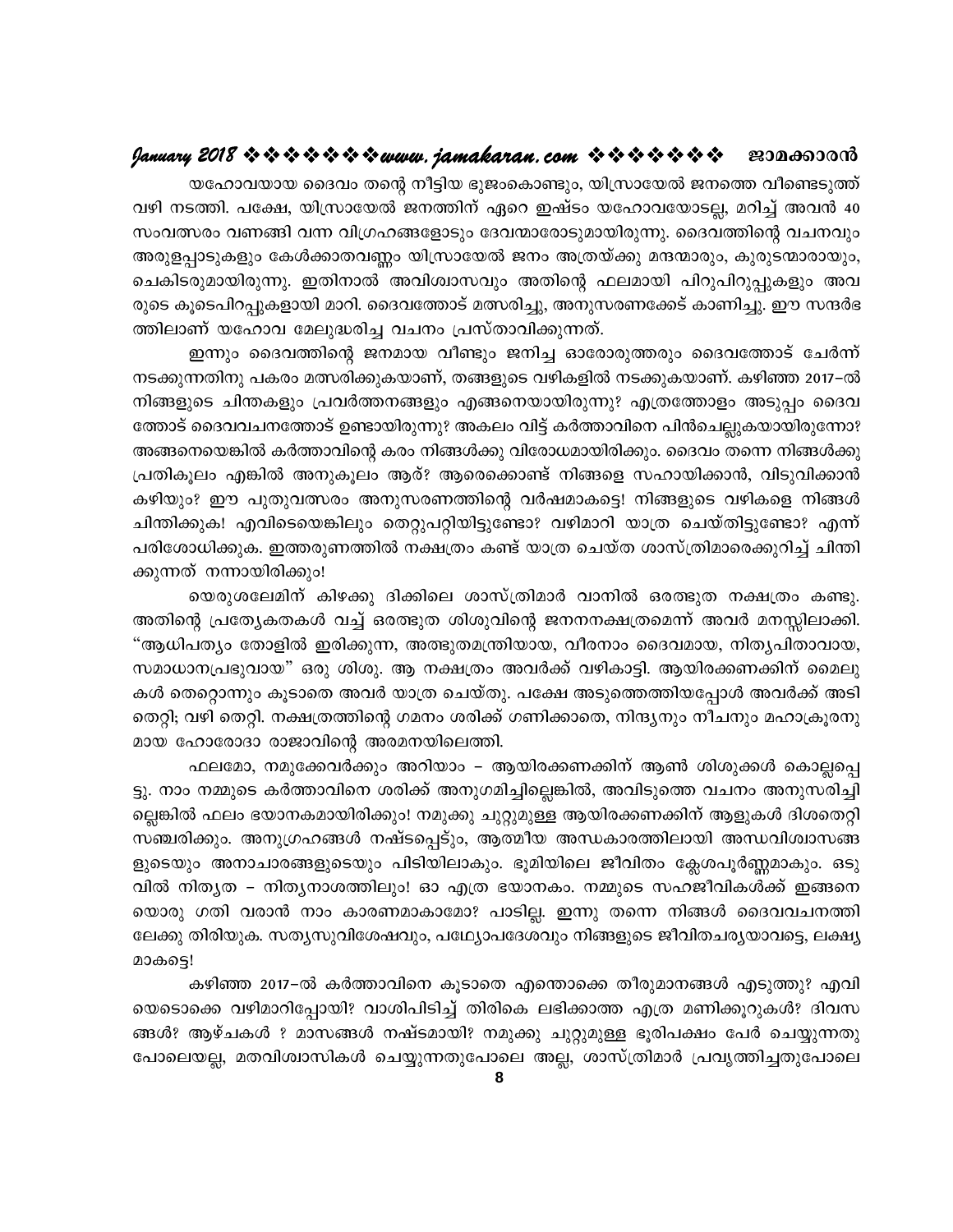യഹോവയായ ദൈവം തന്റെ നീട്ടിയ ഭുജംകൊണ്ടും, യിസ്രായേൽ ജനത്തെ വീണ്ടെടുത്ത് വഴി നടത്തി. പക്ഷേ, യിസ്രായേൽ ജനത്തിന് ഏറെ ഇഷ്ടം യഹോവയോടല്ല, മറിച്ച് അവൻ 40 സംവത്സരം വണങ്ങി വന്ന വിഗ്രഹങ്ങളോടും ദേവന്മാരോടുമായിരുന്നു. ദൈവത്തിന്റെ വചനവും അരുളപ്പാടുകളും കേൾക്കാതവണ്ണം യിസ്രായേൽ ജനം അത്രയ്ക്കു മന്ദന്മാരും, കുരുടന്മാരായും, ചെകിടരുമായിരുന്നു. ഇതിനാൽ അവിശ്വാസവും അതിന്റെ ഫലമായി പിറുപിറുപ്പുകളും അവരുടെ കൂടെപിറപ്പുകളായി മാറി. ദൈവത്തോട് മത്സരിച്ചു, അനുസരണക്കേട് കാണിച്ചു. ഈ സന്ദർഭത്തിലാണ് യഹോവ മേലുദ്ധരിച്ച വചനം പ്രസ്താവിക്കുന്നത്.

ഇന്നും ദൈവത്തിന്റെ ജനമായ വീണ്ടും ജനിച്ച ഓരോരുത്തരും ദൈവത്തോട് ചേർന്ന് നടക്കുന്നതിനു പകരം മത്സരിക്കുകയാണ്, തങ്ങളുടെ വഴികളിൽ നടക്കുകയാണ്. കഴിഞ്ഞ 2017–ൽ നിങ്ങളുടെ ചിന്തകളും പ്രവർത്തനങ്ങളും എങ്ങനെയായിരുന്നു? എത്രത്തോളം അടുപ്പം ദൈവത്തോട് ദൈവവചനത്തോട് ഉണ്ടായിരുന്നു? അകലം വിട്ട് കർത്താവിനെ പിൻചെല്ലുകയായിരുന്നോ? അങ്ങനെയെങ്കിൽ കർത്താവിന്റെ കരം നിങ്ങൾക്കു വിരോധമായിരിക്കും. ദൈവം തന്നെ നിങ്ങൾക്കു പ്രതികൂലം എങ്കിൽ അനുകൂലം ആര്? ആരെക്കൊണ്ട് നിങ്ങളെ സഹായിക്കാൻ, വിടുവിക്കാൻ കഴിയും? ഈ പുതുവത്സരം അനുസരണത്തിന്റെ വർഷമാകട്ടെ! നിങ്ങളുടെ വഴികളെ നിങ്ങൾ ചിന്തിക്കുക! എവിടെയെങ്കിലും തെറ്റുപറ്റിയിട്ടുണ്ടോ? വഴിമാറി യാത്ര ചെയ്തിട്ടുണ്ടോ? എന്ന് പരിശോധിക്കുക. ഇത്തരുണത്തിൽ നക്ഷത്രം കണ്ട് യാത്ര ചെയ്ത ശാസ്ത്രിമാരെക്കുറിച്ച് ചിന്തിക്കുന്നത് നന്നായിരിക്കും!

യെരുശലേമിന് കിഴക്കു ദിക്കിലെ ശാസ്ത്രിമാർ വാനിൽ ഒരത്ഭുത നക്ഷത്രം കണ്ടു. അതിന്റെ പ്രത്യേകതകൾ വച്ച് ഒരത്ഭുത ശിശുവിന്റെ ജനനനക്ഷത്രമെന്ന് അവർ മനസ്സിലാക്കി. "ആധിപത്യം തോളിൽ ഇരിക്കുന്ന, അത്ഭുതമന്ത്രിയായ, വീരനാം ദൈവമായ, നിത്യപിതാവായ, സമാധാനപ്രഭുവായ" ഒരു ശിശു. ആ നക്ഷത്രം അവർക്ക് വഴികാട്ടി. ആയിരക്കണക്കിന് മൈലുകൾ തെറ്റൊന്നും കൂടാതെ അവർ യാത്ര ചെയ്തു. പക്ഷേ അടുത്തെത്തിയപ്പോൾ അവർക്ക് അടി തെറ്റി; വഴി തെറ്റി. നക്ഷത്രത്തിന്റെ ഗമനം ശരിക്ക് ഗണിക്കാതെ, നിന്ദ്യനും നീചനും മഹാക്രൂരനുമായ ഹോരോദാ രാജാവിന്റെ അരമനയിലെത്തി.

ഫലമോ, നമുക്കേവർക്കും അറിയാം – ആയിരക്കണക്കിന് ആൺ ശിശുക്കൾ കൊല്ലപ്പെട്ടു. നാം നമ്മുടെ കർത്താവിനെ ശരിക്ക് അനുഗമിച്ചില്ലെങ്കിൽ, അവിടുത്തെ വചനം അനുസരിച്ചില്ലെങ്കിൽ ഫലം ഭയാനകമായിരിക്കും! നമുക്കു ചുറ്റുമുള്ള ആയിരക്കണക്കിന് ആളുകൾ ദിശതെറ്റി സഞ്ചരിക്കും. അനുഗ്രഹങ്ങൾ നഷ്ടപ്പെട്ടും, ആത്മീയ അന്ധകാരത്തിലായി അന്ധവിശ്വാസങ്ങളുടെയും അനാചാരങ്ങളുടെയും പിടിയിലാകും. ഭൂമിയിലെ ജീവിതം ക്ലേശപൂർണ്ണമാകും. ഒടുവിൽ നിത്യത – നിത്യനാശത്തിലും! ഓ എത്ര ഭയാനകം. നമ്മുടെ സഹജീവികൾക്ക് ഇങ്ങനെയൊരു ഗതി വരാൻ നാം കാരണമാകാമോ? പാടില്ല. ഇന്നു തന്നെ നിങ്ങൾ ദൈവവചനത്തിലേക്കു തിരിയുക. സത്യസുവിശേഷവും, പഥ്യോപദേശവും നിങ്ങളുടെ ജീവിതചര്യയാവട്ടെ, ലക്ഷ്യമാകട്ടെ!

കഴിഞ്ഞ 2017–ൽ കർത്താവിനെ കൂടാതെ എന്തൊക്കെ തീരുമാനങ്ങൾ എടുത്തു? എവിയെടൊക്കെ വഴിമാറിപ്പോയി? വാശിപിടിച്ച് തിരികെ ലഭിക്കാത്ത എത്ര മണിക്കൂറുകൾ? ദിവസങ്ങൾ? ആഴ്ചകൾ ? മാസങ്ങൾ നഷ്ടമായി? നമുക്കു ചുറ്റുമുള്ള ഭൂരിപക്ഷം പേർ ചെയ്യുന്നതു പോലെയല്ല, മതവിശ്വാസികൾ ചെയ്യുന്നതുപോലെ അല്ല, ശാസ്ത്രിമാർ പ്രവൃത്തിച്ചതുപോലെ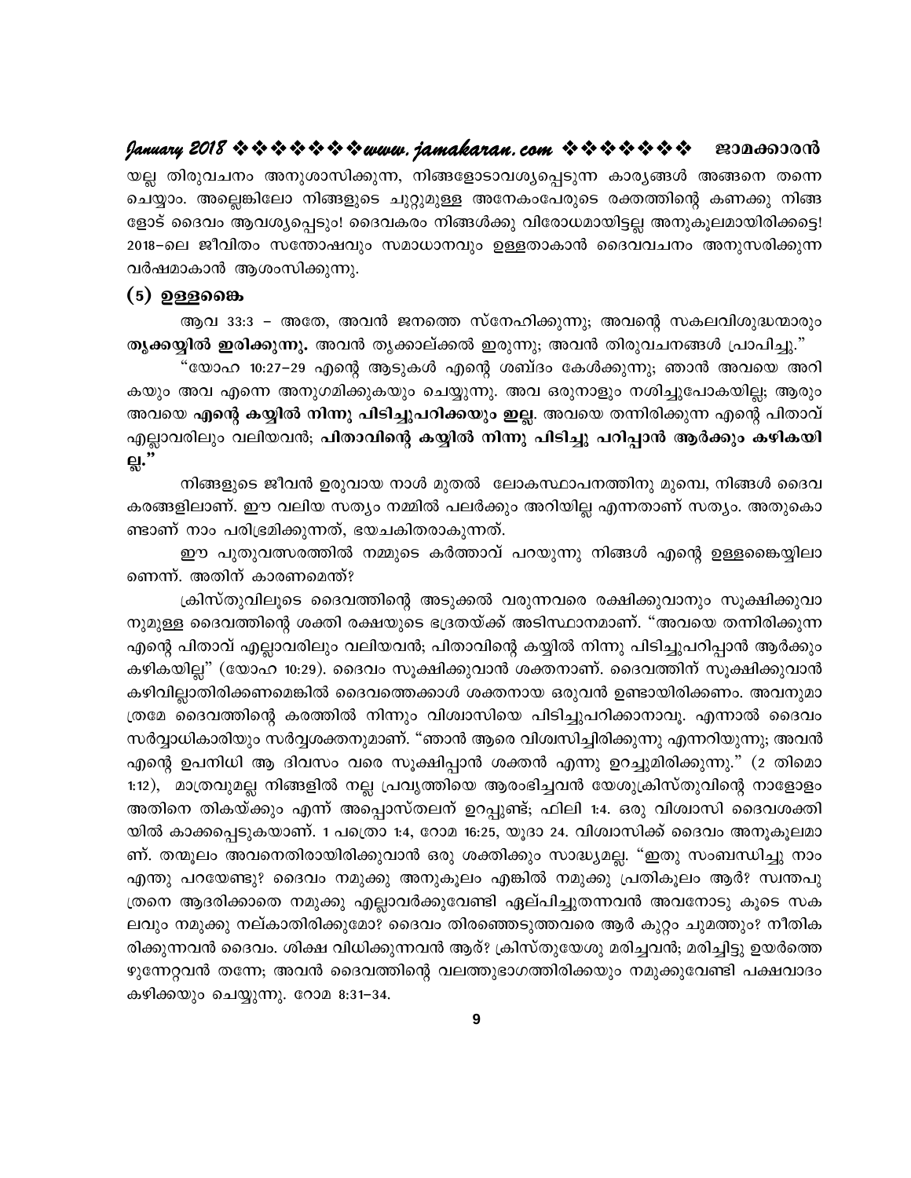യല്ല തിരുവചനം അനുശാസിക്കുന്ന, നിങ്ങളോടാവശ്യപ്പെടുന്ന കാര്യങ്ങൾ അങ്ങനെ തന്നെ ചെയ്യാം. അല്ലെങ്കിലോ നിങ്ങളുടെ ചുറ്റുമുള്ള അനേകംപേരുടെ രക്തത്തിന്റെ കണക്കു നിങ്ങളോട് ദൈവം ആവശ്യപ്പെടും! ദൈവകരം നിങ്ങൾക്കു വിരോധമായിട്ടല്ല അനുകൂലമായിരിക്കട്ടെ! 2018-ലെ ജീവിതം സന്തോഷവും സമാധാനവും ഉള്ളതാകാൻ ദൈവവചനം അനുസരിക്കുന്ന വർഷമാകാൻ ആശംസിക്കുന്നു.

## (5) ഉള്ളങ്കൈ

ആവ 33:3 – അതേ, അവൻ ജനത്തെ സ്നേഹിക്കുന്നു; അവന്റെ സകലവിശുദ്ധന്മാരും **തൃക്കയ്യിൽ ഇരിക്കുന്നു.** അവൻ തൃക്കാല്ക്കൽ ഇരുന്നു; അവൻ തിരുവചനങ്ങൾ പ്രാപിച്ചു."

"യോഹ 10:27–29 എന്റെ ആടുകൾ എന്റെ ശബ്ദം കേൾക്കുന്നു; ഞാൻ അവയെ അറികയും അവ എന്നെ അനുഗമിക്കുകയും ചെയ്യുന്നു. അവ ഒരുനാളും നശിച്ചുപോകയില്ല; ആരും അവയെ **എന്റെ കയ്യിൽ നിന്നു പിടിച്ചുപറിക്കയും ഇല്ല**. അവയെ തന്നിരിക്കുന്ന എന്റെ പിതാവ് എല്ലാവരിലും വലിയവൻ; **പിതാവിന്റെ കയ്യിൽ നിന്നു പിടിച്ചു പറിപ്പാൻ ആർക്കും കഴികയില്ല.**"

നിങ്ങളുടെ ജീവൻ ഉരുവായ നാൾ മുതൽ ലോകസ്ഥാപനത്തിനു മുമ്പെ, നിങ്ങൾ ദൈവകരങ്ങളിലാണ്. ഈ വലിയ സത്യം നമ്മിൽ പലർക്കും അറിയില്ല എന്നതാണ് സത്യം. അതുകൊണ്ടാണ് നാം പരിഭ്രമിക്കുന്നത്, ഭയചകിതരാകുന്നത്.

ഈ പുതുവത്സരത്തിൽ നമ്മുടെ കർത്താവ് പറയുന്നു നിങ്ങൾ എന്റെ ഉള്ളങ്കൈയ്യിലാണെന്ന്. അതിന് കാരണമെന്ത്?

ക്രിസ്തുവിലൂടെ ദൈവത്തിന്റെ അടുക്കൽ വരുന്നവരെ രക്ഷിക്കുവാനും സൂക്ഷിക്കുവാനുമുള്ള ദൈവത്തിന്റെ ശക്തി രക്ഷയുടെ ഭദ്രതയ്ക്ക് അടിസ്ഥാനമാണ്. "അവയെ തന്നിരിക്കുന്ന എന്റെ പിതാവ് എല്ലാവരിലും വലിയവൻ; പിതാവിന്റെ കയ്യിൽ നിന്നു പിടിച്ചുപറിപ്പാൻ ആർക്കും കഴികയില്ല" (യോഹ 10:29). ദൈവം സൂക്ഷിക്കുവാൻ ശക്തനാണ്. ദൈവത്തിന് സൂക്ഷിക്കുവാൻ കഴിവില്ലാതിരിക്കണമെങ്കിൽ ദൈവത്തെക്കാൾ ശക്തനായ ഒരുവൻ ഉണ്ടായിരിക്കണം. അവനുമാത്രമേ ദൈവത്തിന്റെ കരത്തിൽ നിന്നും വിശ്വാസിയെ പിടിച്ചുപറിക്കാനാവൂ. എന്നാൽ ദൈവം സർവ്വാധികാരിയും സർവ്വശക്തനുമാണ്. "ഞാൻ ആരെ വിശ്വസിച്ചിരിക്കുന്നു എന്നറിയുന്നു; അവൻ എന്റെ ഉപനിധി ആ ദിവസം വരെ സൂക്ഷിപ്പാൻ ശക്തൻ എന്നു ഉറച്ചുമിരിക്കുന്നു." (2 തിമൊ 1:12), മാത്രവുമല്ല നിങ്ങളിൽ നല്ല പ്രവൃത്തിയെ ആരംഭിച്ചവൻ യേശുക്രിസ്തുവിന്റെ നാളോളം അതിനെ തികയ്ക്കും എന്ന് അപ്പൊസ്തലന് ഉറപ്പുണ്ട്; ഫിലി 1:4. ഒരു വിശ്വാസി ദൈവശക്തിയിൽ കാക്കപ്പെടുകയാണ്. 1 പത്രൊ 1:4, റോമ 16:25, യൂദാ 24. വിശ്വാസിക്ക് ദൈവം അനുകൂലമാണ്. തന്മൂലം അവനെതിരായിരിക്കുവാൻ ഒരു ശക്തിക്കും സാദ്ധ്യമല്ല. "ഇതു സംബന്ധിച്ചു നാം എന്തു പറയേണ്ടു? ദൈവം നമുക്കു അനുകൂലം എങ്കിൽ നമുക്കു പ്രതികൂലം ആർ? സ്വന്തപുത്രനെ ആദരിക്കാതെ നമുക്കു എല്ലാവർക്കുവേണ്ടി ഏല്പിച്ചുതന്നവൻ അവനോടു കൂടെ സകലവും നമുക്കു നല്കാതിരിക്കുമോ? ദൈവം തിരഞ്ഞെടുത്തവരെ ആർ കുറ്റം ചുമത്തും? നീതികരിക്കുന്നവൻ ദൈവം. ശിക്ഷ വിധിക്കുന്നവൻ ആർ? ക്രിസ്തുയേശു മരിച്ചവൻ; മരിച്ചിട്ടു ഉയർത്തെഴുന്നേറ്റവൻ തന്നേ; അവൻ ദൈവത്തിന്റെ വലത്തുഭാഗത്തിരിക്കയും നമുക്കുവേണ്ടി പക്ഷവാദം കഴിക്കയും ചെയ്യുന്നു. റോമ 8:31–34.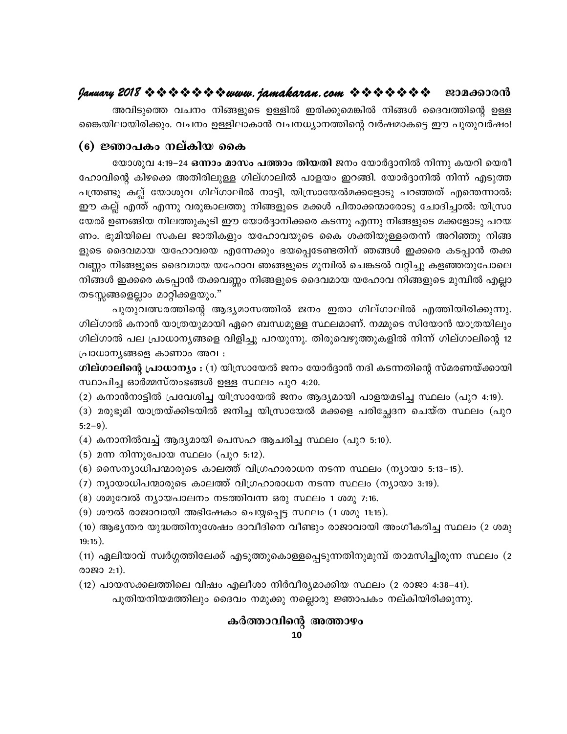അവിടുത്തെ വചനം നിങ്ങളുടെ ഉള്ളിൽ ഇരിക്കുമെങ്കിൽ നിങ്ങൾ ദൈവത്തിന്റെ ഉള്ള കൈയിലായിരിക്കും. വചനം ഉള്ളിലാകാൻ വചനധ്യാനത്തിന്റെ വർഷമാകട്ടെ ഈ പുതുവർഷം!

## (6) ജ്ഞാപകം നല്കിയ കൈ

യോശുവ 4:19–24 **ഒന്നാം മാസം പത്താം തിയതി** ജനം യോർദ്ദാനിൽ നിന്നു കയറി യെരീഹോവിന്റെ കിഴക്കെ അതിരിലുള്ള ഗില്ഗാലിൽ പാളയം ഇറങ്ങി. യോർദ്ദാനിൽ നിന്ന് എടുത്ത പന്ത്രണ്ടു കല്ല് യോശുവ ഗില്ഗാലിൽ നാട്ടി, യിസ്രായേൽമക്കളോടു പറഞ്ഞത് എന്തെന്നാൽ: ഈ കല്ല് എന്ത് എന്നു വരുങ്കാലത്തു നിങ്ങളുടെ മക്കൾ പിതാക്കന്മാരോടു ചോദിച്ചാൽ: യിസ്രായേൽ ഉണങ്ങിയ നിലത്തുകൂടി ഈ യോർദ്ദാനിക്കരെ കടന്നു എന്നു നിങ്ങളുടെ മക്കളോടു പറയണം. ഭൂമിയിലെ സകല ജാതികളും യഹോവയുടെ കൈ ശക്തിയുള്ളതെന്ന് അറിഞ്ഞു നിങ്ങളുടെ ദൈവമായ യഹോവയെ എന്നേക്കും ഭയപ്പെടേണ്ടതിന് ഞങ്ങൾ ഇക്കരെ കടപ്പാൻ തക്കവണ്ണം നിങ്ങളുടെ ദൈവമായ യഹോവ ഞങ്ങളുടെ മുമ്പിൽ ചെങ്കടൽ വറ്റിച്ചു കളഞ്ഞതുപോലെ നിങ്ങൾ ഇക്കരെ കടപ്പാൻ തക്കവണ്ണം നിങ്ങളുടെ ദൈവമായ യഹോവ നിങ്ങളുടെ മുമ്പിൽ എല്ലാ തടസ്സങ്ങളെല്ലാം മാറ്റിക്കളയും."

പുതുവത്സരത്തിന്റെ ആദ്യമാസത്തിൽ ജനം ഇതാ ഗില്ഗാലിൽ എത്തിയിരിക്കുന്നു. ഗില്ഗാൽ കനാൻ യാത്രയുമായി ഏറെ ബന്ധമുള്ള സ്ഥലമാണ്. നമ്മുടെ സിയോൻ യാത്രയിലും ഗില്ഗാൽ പല പ്രാധാന്യങ്ങളെ വിളിച്ചു പറയുന്നു. തിരുവെഴുത്തുകളിൽ നിന്ന് ഗില്ഗാലിന്റെ 12 പ്രാധാന്യങ്ങളെ കാണാം അവ :

***ഗില്ഗാലിന്റെ പ്രാധാന്യം :*** (1) യിസ്രായേൽ ജനം യോർദ്ദാൻ നദി കടന്നതിന്റെ സ്മരണയ്ക്കായി സ്ഥാപിച്ച ഓർമ്മസ്തംഭങ്ങൾ ഉള്ള സ്ഥലം പുറ 4:20.

(2) കനാൻനാട്ടിൽ പ്രവേശിച്ച യിസ്രായേൽ ജനം ആദ്യമായി പാളയമടിച്ച സ്ഥലം (പുറ 4:19).

(3) മരുഭൂമി യാത്രയ്ക്കിടയിൽ ജനിച്ച യിസ്രായേൽ മക്കളെ പരിച്ഛേദന ചെയ്ത സ്ഥലം (പുറ 5:2–9).

(4) കനാനിൽവച്ച് ആദ്യമായി പെസഹ ആചരിച്ച സ്ഥലം (പുറ 5:10).

(5) മന്ന നിന്നുപോയ സ്ഥലം (പുറ 5:12).

(6) സൈന്യാധിപന്മാരുടെ കാലത്ത് വിഗ്രഹാരാധന നടന്ന സ്ഥലം (ന്യായാ 5:13–15).

(7) ന്യായാധിപന്മാരുടെ കാലത്ത് വിഗ്രഹാരാധന നടന്ന സ്ഥലം (ന്യായാ 3:19).

(8) ശമുവേൽ ന്യായപാലനം നടത്തിവന്ന ഒരു സ്ഥലം 1 ശമു 7:16.

(9) ശൗൽ രാജാവായി അഭിഷേകം ചെയ്യപ്പെട്ട സ്ഥലം (1 ശമു 11:15).

(10) ആഭ്യന്തര യുദ്ധത്തിനുശേഷം ദാവീദിനെ വീണ്ടും രാജാവായി അംഗീകരിച്ച സ്ഥലം (2 ശമു 19:15).

(11) ഏലിയാവ് സ്വർഗ്ഗത്തിലേക്ക് എടുത്തുകൊള്ളപ്പെടുന്നതിനുമുമ്പ് താമസിച്ചിരുന്ന സ്ഥലം (2 രാജാ 2:1).

(12) പായസക്കലത്തിലെ വിഷം എലീശാ നിർവീര്യമാക്കിയ സ്ഥലം (2 രാജാ 4:38–41).

പുതിയനിയമത്തിലും ദൈവം നമുക്കു നല്ലൊരു ജ്ഞാപകം നല്കിയിരിക്കുന്നു.

### കർത്താവിന്റെ അത്താഴം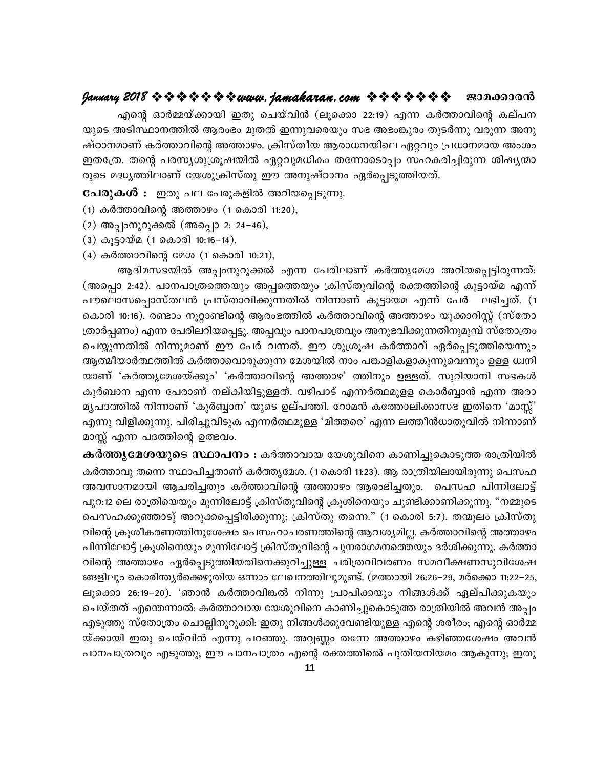എന്റെ ഓർമ്മയ്ക്കായി ഇതു ചെയ്‌വിൻ (ലൂക്കൊ 22:19) എന്ന കർത്താവിന്റെ കല്പനയുടെ അടിസ്ഥാനത്തിൽ ആരംഭം മുതൽ ഇന്നുവരെയും സഭ അഭംങ്കുരം തുടർന്നു വരുന്ന അനുഷ്ഠാനമാണ് കർത്താവിന്റെ അത്താഴം. ക്രിസ്തീയ ആരാധനയിലെ ഏറ്റവും പ്രധാനമായ അംശം ഇതത്രേ. തന്റെ പരസ്യശുശ്രൂഷയിൽ ഏറ്റവുമധികം തന്നോടൊപ്പം സഹകരിച്ചിരുന്ന ശിഷ്യന്മാരുടെ മദ്ധ്യത്തിലാണ് യേശുക്രിസ്തു ഈ അനുഷ്ഠാനം ഏർപ്പെടുത്തിയത്.

**പേരുകൾ :** ഇതു പല പേരുകളിൽ അറിയപ്പെടുന്നു.

(1) കർത്താവിന്റെ അത്താഴം (1 കൊരി 11:20),

(2) അപ്പംനുറുക്കൽ (അപ്പൊ 2: 24–46),

(3) കൂട്ടായ്മ (1 കൊരി 10:16–14).

(4) കർത്താവിന്റെ മേശ (1 കൊരി 10:21),

ആദിമസഭയിൽ അപ്പംനുറുക്കൽ എന്ന പേരിലാണ് കർത്തൃമേശ അറിയപ്പെട്ടിരുന്നത്: (അപ്പൊ 2:42). പാനപാത്രത്തെയും അപ്പത്തെയും ക്രിസ്തുവിന്റെ രക്തത്തിന്റെ കൂട്ടായ്മ എന്ന് പൗലൊസപ്പൊസ്തലൻ പ്രസ്താവിക്കുന്നതിൽ നിന്നാണ് കൂട്ടായമ എന്ന് പേര് ലഭിച്ചത്. (1 കൊരി 10:16). രണ്ടാം നൂറ്റാണ്ടിന്റെ ആരംഭത്തിൽ കർത്താവിന്റെ അത്താഴം യൂക്കാറിസ്റ്റ് (സ്തോത്രാർപ്പണം) എന്ന പേരിലറിയപ്പെട്ടു. അപ്പവും പാനപാത്രവും അനുഭവിക്കുന്നതിനുമുമ്പ് സ്തോത്രം ചെയ്യുന്നതിൽ നിന്നുമാണ് ഈ പേര് വന്നത്. ഈ ശുശ്രൂഷ കർത്താവ് ഏർപ്പെടുത്തിയെന്നും ആത്മീയാർത്ഥത്തിൽ കർത്താവൊരുക്കുന്ന മേശയിൽ നാം പങ്കാളികളാകുന്നുവെന്നും ഉള്ള ധ്വനിയാണ് 'കർത്തൃമേശയ്ക്കും' 'കർത്താവിന്റെ അത്താഴ' ത്തിനും ഉള്ളത്. സുറിയാനി സഭകൾ കുർബാന എന്ന പേരാണ് നല്കിയിട്ടുള്ളത്. വഴിപാട് എന്നർത്ഥമുള്ള കൊർബ്ബാൻ എന്ന അരാമ്യപദത്തിൽ നിന്നാണ് 'കുർബ്ബാന' യുടെ ഉല്പത്തി. റോമൻ കത്തോലിക്കാസഭ ഇതിനെ 'മാസ്സ്' എന്നു വിളിക്കുന്നു. പിരിച്ചുവിടുക എന്നർത്ഥമുള്ള 'മിത്തറെ' എന്ന ലത്തീൻധാതുവിൽ നിന്നാണ് മാസ്സ് എന്ന പദത്തിന്റെ ഉത്ഭവം.

**കർത്തൃമേശയുടെ സ്ഥാപനം :** കർത്താവായ യേശുവിനെ കാണിച്ചുകൊടുത്ത രാത്രിയിൽ കർത്താവു തന്നെ സ്ഥാപിച്ചതാണ് കർത്തൃമേശ. (1 കൊരി 11:23). ആ രാത്രിയിലായിരുന്നു പെസഹ അവസാനമായി ആചരിച്ചതും കർത്താവിന്റെ അത്താഴം ആരംഭിച്ചതും. പെസഹ പിന്നിലോട്ട് പുറ:12 ലെ രാത്രിയെയും മുന്നിലോട്ട് ക്രിസ്തുവിന്റെ ക്രൂശിനെയും ചൂണ്ടിക്കാണിക്കുന്നു. "നമ്മുടെ പെസഹക്കുഞ്ഞാടു് അറുക്കപ്പെട്ടിരിക്കുന്നു; ക്രിസ്തു തന്നെ." (1 കൊരി 5:7). തന്മൂലം ക്രിസ്തുവിന്റെ ക്രൂശീകരണത്തിനുശേഷം പെസഹാചരണത്തിന്റെ ആവശ്യമില്ല. കർത്താവിന്റെ അത്താഴം പിന്നിലോട്ട് ക്രൂശിനെയും മുന്നിലോട്ട് ക്രിസ്തുവിന്റെ പുനരാഗമനത്തെയും ദർശിക്കുന്നു. കർത്താവിന്റെ അത്താഴം ഏർപ്പെടുത്തിയതിനെക്കുറിച്ചുള്ള ചരിത്രവിവരണം സമവീക്ഷണസുവിശേഷങ്ങളിലും കൊരിന്ത്യർക്കെഴുതിയ ഒന്നാം ലേഖനത്തിലുമുണ്ട്. (മത്തായി 26:26–29, മർക്കൊ 11:22–25, ലൂക്കൊ 26:19–20). 'ഞാൻ കർത്താവിങ്കൽ നിന്നു പ്രാപിക്കയും നിങ്ങൾക്ക് ഏല്പിക്കുകയും ചെയ്തത് എന്തെന്നാൽ: കർത്താവായ യേശുവിനെ കാണിച്ചുകൊടുത്ത രാത്രിയിൽ അവൻ അപ്പം എടുത്തു സ്തോത്രം ചൊല്ലിനുറുക്കി: ഇതു നിങ്ങൾക്കുവേണ്ടിയുള്ള എന്റെ ശരീരം; എന്റെ ഓർമ്മയ്ക്കായി ഇതു ചെയ്‌വിൻ എന്നു പറഞ്ഞു. അവ്വണ്ണം തന്നേ അത്താഴം കഴിഞ്ഞശേഷം അവൻ പാനപാത്രവും എടുത്തു; ഈ പാനപാത്രം എന്റെ രക്തത്തിൽ പുതിയനിയമം ആകുന്നു; ഇതു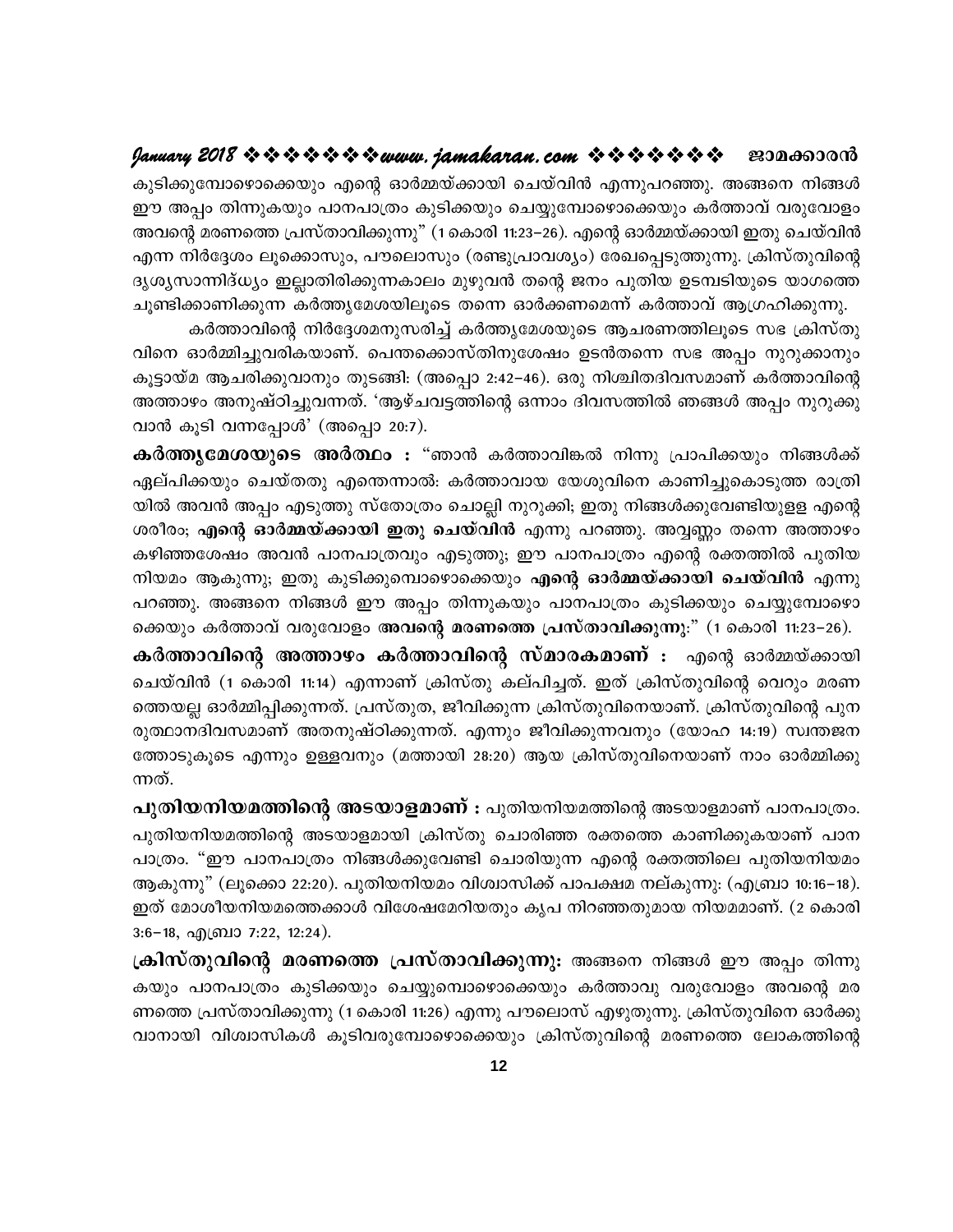കുടിക്കുമ്പോഴൊക്കെയും എന്റെ ഓർമ്മയ്ക്കായി ചെയ്‌വിൻ എന്നുപറഞ്ഞു. അങ്ങനെ നിങ്ങൾ ഈ അപ്പം തിന്നുകയും പാനപാത്രം കുടിക്കയും ചെയ്യുമ്പോഴൊക്കെയും കർത്താവ് വരുവോളം അവന്റെ മരണത്തെ പ്രസ്താവിക്കുന്നു" (1 കൊരി 11:23–26). എന്റെ ഓർമ്മയ്ക്കായി ഇതു ചെയ്‌വിൻ എന്ന നിർദ്ദേശം ലൂക്കൊസും, പൗലൊസും (രണ്ടുപ്രാവശ്യം) രേഖപ്പെടുത്തുന്നു. ക്രിസ്തുവിന്റെ ദൃശ്യസാന്നിദ്ധ്യം ഇല്ലാതിരിക്കുന്നകാലം മുഴുവൻ തന്റെ ജനം പുതിയ ഉടമ്പടിയുടെ യാഗത്തെ ചൂണ്ടിക്കാണിക്കുന്ന കർത്തൃമേശയിലൂടെ തന്നെ ഓർക്കണമെന്ന് കർത്താവ് ആഗ്രഹിക്കുന്നു.

കർത്താവിന്റെ നിർദ്ദേശമനുസരിച്ച് കർത്തൃമേശയുടെ ആചരണത്തിലൂടെ സഭ ക്രിസ്തുവിനെ ഓർമ്മിച്ചുവരികയാണ്. പെന്തക്കൊസ്തിനുശേഷം ഉടൻതന്നെ സഭ അപ്പം നുറുക്കാനും കൂട്ടായ്മ ആചരിക്കുവാനും തുടങ്ങി: (അപ്പൊ 2:42–46). ഒരു നിശ്ചിതദിവസമാണ് കർത്താവിന്റെ അത്താഴം അനുഷ്ഠിച്ചുവന്നത്. 'ആഴ്ചവട്ടത്തിന്റെ ഒന്നാം ദിവസത്തിൽ ഞങ്ങൾ അപ്പം നുറുക്കുവാൻ കൂടി വന്നപ്പോൾ' (അപ്പൊ 20:7).

**കർത്തൃമേശയുടെ അർത്ഥം :** "ഞാൻ കർത്താവിങ്കൽ നിന്നു പ്രാപിക്കയും നിങ്ങൾക്ക് ഏല്പിക്കയും ചെയ്തതു എന്തെന്നാൽ: കർത്താവായ യേശുവിനെ കാണിച്ചുകൊടുത്ത രാത്രിയിൽ അവൻ അപ്പം എടുത്തു സ്തോത്രം ചൊല്ലി നുറുക്കി; ഇതു നിങ്ങൾക്കുവേണ്ടിയുള്ള എന്റെ ശരീരം; **എന്റെ ഓർമ്മയ്ക്കായി ഇതു ചെയ്‌വിൻ** എന്നു പറഞ്ഞു. അവ്വണ്ണം തന്നെ അത്താഴം കഴിഞ്ഞശേഷം അവൻ പാനപാത്രവും എടുത്തു; ഈ പാനപാത്രം എന്റെ രക്തത്തിൽ പുതിയ നിയമം ആകുന്നു; ഇതു കുടിക്കുമ്പൊഴൊക്കെയും **എന്റെ ഓർമ്മയ്ക്കായി ചെയ്‌വിൻ** എന്നു പറഞ്ഞു. അങ്ങനെ നിങ്ങൾ ഈ അപ്പം തിന്നുകയും പാനപാത്രം കുടിക്കയും ചെയ്യുമ്പോഴൊക്കെയും കർത്താവ് വരുവോളം **അവന്റെ മരണത്തെ പ്രസ്താവിക്കുന്നു;**" (1 കൊരി 11:23–26).

**കർത്താവിന്റെ അത്താഴം കർത്താവിന്റെ സ്മാരകമാണ് :** എന്റെ ഓർമ്മയ്ക്കായി ചെയ്‌വിൻ (1 കൊരി 11:14) എന്നാണ് ക്രിസ്തു കല്പിച്ചത്. ഇത് ക്രിസ്തുവിന്റെ വെറും മരണത്തെയല്ല ഓർമ്മിപ്പിക്കുന്നത്. പ്രസ്തുത, ജീവിക്കുന്ന ക്രിസ്തുവിനെയാണ്. ക്രിസ്തുവിന്റെ പുനരുത്ഥാനദിവസമാണ് അതനുഷ്ഠിക്കുന്നത്. എന്നും ജീവിക്കുന്നവനും (യോഹ 14:19) സ്വന്തജനത്തോടുകൂടെ എന്നും ഉള്ളവനും (മത്തായി 28:20) ആയ ക്രിസ്തുവിനെയാണ് നാം ഓർമ്മിക്കുന്നത്.

**പുതിയനിയമത്തിന്റെ അടയാളമാണ് :** പുതിയനിയമത്തിന്റെ അടയാളമാണ് പാനപാത്രം. പുതിയനിയമത്തിന്റെ അടയാളമായി ക്രിസ്തു ചൊരിഞ്ഞ രക്തത്തെ കാണിക്കുകയാണ് പാനപാത്രം. "ഈ പാനപാത്രം നിങ്ങൾക്കുവേണ്ടി ചൊരിയുന്ന എന്റെ രക്തത്തിലെ പുതിയനിയമം ആകുന്നു" (ലൂക്കൊ 22:20). പുതിയനിയമം വിശ്വാസിക്ക് പാപക്ഷമ നല്കുന്നു: (എബ്രാ 10:16–18). ഇത് മോശീയനിയമത്തെക്കാൾ വിശേഷമേറിയതും കൃപ നിറഞ്ഞതുമായ നിയമമാണ്. (2 കൊരി 3:6–18, എബ്രാ 7:22, 12:24).

**ക്രിസ്തുവിന്റെ മരണത്തെ പ്രസ്താവിക്കുന്നു:** അങ്ങനെ നിങ്ങൾ ഈ അപ്പം തിന്നുകയും പാനപാത്രം കുടിക്കയും ചെയ്യുമ്പൊഴൊക്കെയും കർത്താവു വരുവോളം അവന്റെ മരണത്തെ പ്രസ്താവിക്കുന്നു (1 കൊരി 11:26) എന്നു പൗലൊസ് എഴുതുന്നു. ക്രിസ്തുവിനെ ഓർക്കുവാനായി വിശ്വാസികൾ കൂടിവരുമ്പോഴൊക്കെയും ക്രിസ്തുവിന്റെ മരണത്തെ ലോകത്തിന്റെ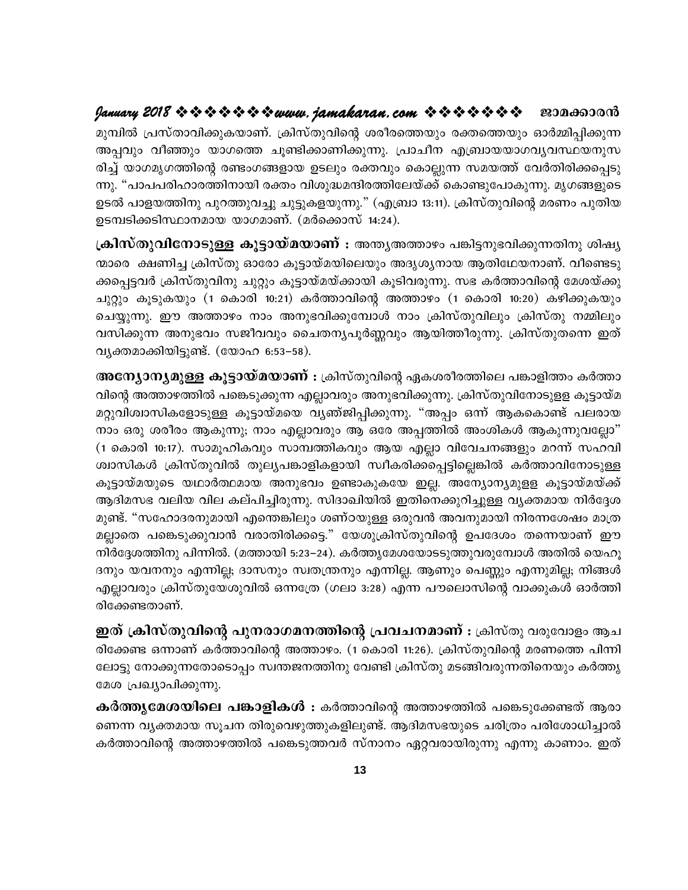മുമ്പിൽ പ്രസ്താവിക്കുകയാണ്. ക്രിസ്തുവിന്റെ ശരീരത്തെയും രക്തത്തെയും ഓർമ്മിപ്പിക്കുന്ന അപ്പവും വീഞ്ഞും യാഗത്തെ ചൂണ്ടിക്കാണിക്കുന്നു. പ്രാചീന എബ്രായയാഗവ്യവസ്ഥയനുസരിച്ച് യാഗമൃഗത്തിന്റെ രണ്ടംഗങ്ങളായ ഉടലും രക്തവും കൊല്ലുന്ന സമയത്ത് വേർതിരിക്കപ്പെടുന്നു. "പാപപരിഹാരത്തിനായി രക്തം വിശുദ്ധമന്ദിരത്തിലേയ്ക്ക് കൊണ്ടുപോകുന്നു. മൃഗങ്ങളുടെ ഉടൽ പാളയത്തിനു പുറത്തുവച്ചു ചുട്ടുകളയുന്നു." (എബ്രാ 13:11). ക്രിസ്തുവിന്റെ മരണം പുതിയ ഉടമ്പടിക്കടിസ്ഥാനമായ യാഗമാണ്. (മർക്കൊസ് 14:24).

**ക്രിസ്തുവിനോടുള്ള കൂട്ടായ്മയാണ് :** അന്ത്യഅത്താഴം പങ്കിട്ടനുഭവിക്കുന്നതിനു ശിഷ്യന്മാരെ ക്ഷണിച്ച ക്രിസ്തു ഓരോ കൂട്ടായ്മയിലെയും അദൃശ്യനായ ആതിഥേയനാണ്. വീണ്ടെടുക്കപ്പെട്ടവർ ക്രിസ്തുവിനു ചുറ്റും കൂട്ടായ്മയ്ക്കായി കൂടിവരുന്നു. സഭ കർത്താവിന്റെ മേശയ്ക്കു ചുറ്റും കൂടുകയും (1 കൊരി 10:21) കർത്താവിന്റെ അത്താഴം (1 കൊരി 10:20) കഴിക്കുകയും ചെയ്യുന്നു. ഈ അത്താഴം നാം അനുഭവിക്കുമ്പോൾ നാം ക്രിസ്തുവിലും ക്രിസ്തു നമ്മിലും വസിക്കുന്ന അനുഭവം സജീവവും ചൈതന്യപൂർണ്ണവും ആയിത്തീരുന്നു. ക്രിസ്തുതന്നെ ഇത് വ്യക്തമാക്കിയിട്ടുണ്ട്. (യോഹ 6:53–58).

**അന്യോന്യമുള്ള കൂട്ടായ്മയാണ് :** ക്രിസ്തുവിന്റെ ഏകശരീരത്തിലെ പങ്കാളിത്തം കർത്താവിന്റെ അത്താഴത്തിൽ പങ്കെടുക്കുന്ന എല്ലാവരും അനുഭവിക്കുന്നു. ക്രിസ്തുവിനോടുള്ള കൂട്ടായ്മ മറ്റുവിശ്വാസികളോടുള്ള കൂട്ടായ്മയെ വ്യഞ്ജിപ്പിക്കുന്നു. "അപ്പം ഒന്ന് ആകകൊണ്ട് പലരായ നാം ഒരു ശരീരം ആകുന്നു; നാം എല്ലാവരും ആ ഒരേ അപ്പത്തിൽ അംശികൾ ആകുന്നുവല്ലോ" (1 കൊരി 10:17). സാമൂഹികവും സാമ്പത്തികവും ആയ എല്ലാ വിവേചനങ്ങളും മറന്ന് സഹവിശ്വാസികൾ ക്രിസ്തുവിൽ തുല്യപങ്കാളികളായി സ്വീകരിക്കപ്പെട്ടില്ലെങ്കിൽ കർത്താവിനോടുള്ള കൂട്ടായ്മയുടെ യഥാർത്ഥമായ അനുഭവം ഉണ്ടാകുകയേ ഇല്ല. അന്യോന്യമുള്ള കൂട്ടായ്മയ്ക്ക് ആദിമസഭ വലിയ വില കല്പിച്ചിരുന്നു. സിദാഖിയിൽ ഇതിനെക്കുറിച്ചുള്ള വ്യക്തമായ നിർദ്ദേശമുണ്ട്. "സഹോദരനുമായി എന്തെങ്കിലും ശണ്ഠയുള്ള ഒരുവൻ അവനുമായി നിരന്നശേഷം മാത്രമല്ലാതെ പങ്കെടുക്കുവാൻ വരാതിരിക്കട്ടെ." യേശുക്രിസ്തുവിന്റെ ഉപദേശം തന്നെയാണ് ഈ നിർദ്ദേശത്തിനു പിന്നിൽ. (മത്തായി 5:23–24). കർത്തൃമേശയോടടുത്തുവരുമ്പോൾ അതിൽ യെഹൂദനും യവനനും എന്നില്ല; ദാസനും സ്വതന്ത്രനും എന്നില്ല. ആണും പെണ്ണും എന്നുമില്ല; നിങ്ങൾ എല്ലാവരും ക്രിസ്തുയേശുവിൽ ഒന്നത്രേ (ഗലാ 3:28) എന്ന പൗലൊസിന്റെ വാക്കുകൾ ഓർത്തിരിക്കേണ്ടതാണ്.

**ഇത് ക്രിസ്തുവിന്റെ പുനരാഗമനത്തിന്റെ പ്രവചനമാണ് :** ക്രിസ്തു വരുവോളം ആചരിക്കേണ്ട ഒന്നാണ് കർത്താവിന്റെ അത്താഴം. (1 കൊരി 11:26). ക്രിസ്തുവിന്റെ മരണത്തെ പിന്നിലോട്ടു നോക്കുന്നതോടൊപ്പം സ്വന്തജനത്തിനു വേണ്ടി ക്രിസ്തു മടങ്ങിവരുന്നതിനെയും കർത്തൃമേശ പ്രഖ്യാപിക്കുന്നു.

**കർത്തൃമേശയിലെ പങ്കാളികൾ :** കർത്താവിന്റെ അത്താഴത്തിൽ പങ്കെടുക്കേണ്ടത് ആരാണെന്ന വ്യക്തമായ സൂചന തിരുവെഴുത്തുകളിലുണ്ട്. ആദിമസഭയുടെ ചരിത്രം പരിശോധിച്ചാൽ കർത്താവിന്റെ അത്താഴത്തിൽ പങ്കെടുത്തവർ സ്നാനം ഏറ്റവരായിരുന്നു എന്നു കാണാം. ഇത്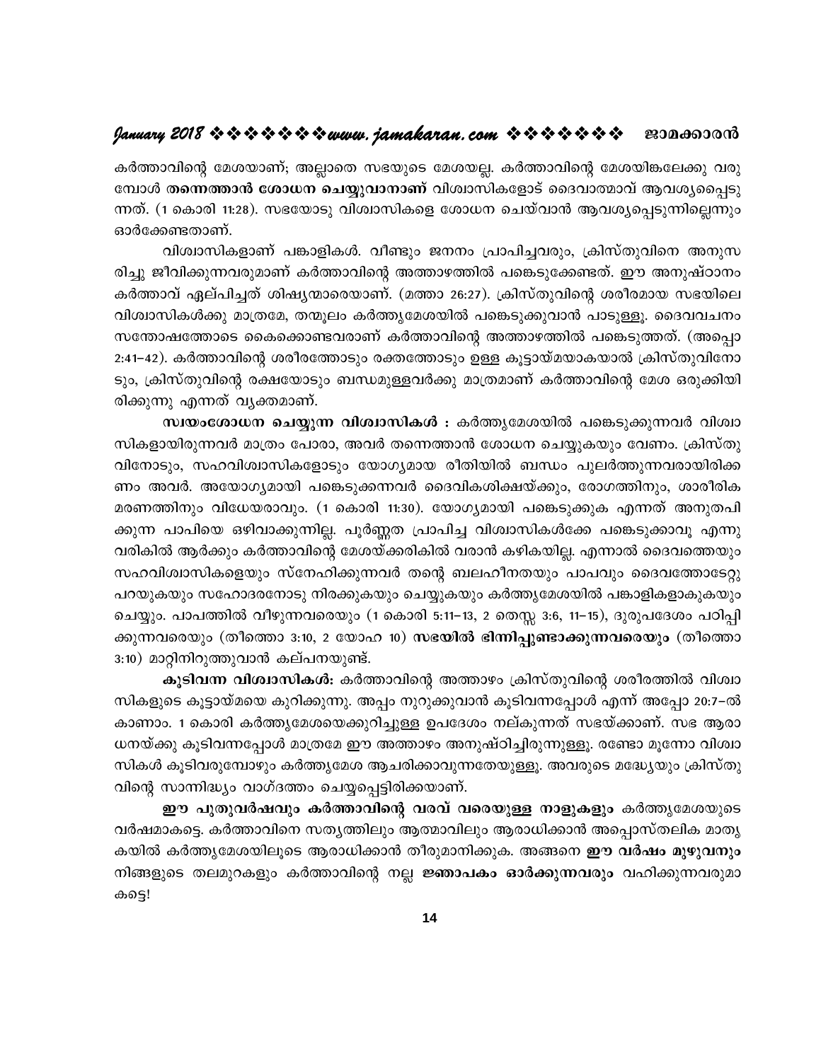കർത്താവിന്റെ മേശയാണ്; അല്ലാതെ സഭയുടെ മേശയല്ല. കർത്താവിന്റെ മേശയിങ്കലേക്കു വരുമ്പോൾ **തന്നെത്താൻ ശോധന ചെയ്യുവാനാണ്** വിശ്വാസികളോട് ദൈവാത്മാവ് ആവശ്യപ്പെടുന്നത്. (1 കൊരി 11:28). സഭയോടു വിശ്വാസികളെ ശോധന ചെയ്‌വാൻ ആവശ്യപ്പെടുന്നില്ലെന്നും ഓർക്കേണ്ടതാണ്.

വിശ്വാസികളാണ് പങ്കാളികൾ. വീണ്ടും ജനനം പ്രാപിച്ചവരും, ക്രിസ്തുവിനെ അനുസരിച്ചു ജീവിക്കുന്നവരുമാണ് കർത്താവിന്റെ അത്താഴത്തിൽ പങ്കെടുക്കേണ്ടത്. ഈ അനുഷ്ഠാനം കർത്താവ് ഏല്പിച്ചത് ശിഷ്യന്മാരെയാണ്. (മത്താ 26:27). ക്രിസ്തുവിന്റെ ശരീരമായ സഭയിലെ വിശ്വാസികൾക്കു മാത്രമേ, തന്മൂലം കർത്തൃമേശയിൽ പങ്കെടുക്കുവാൻ പാടുള്ളൂ. ദൈവവചനം സന്തോഷത്തോടെ കൈക്കൊണ്ടവരാണ് കർത്താവിന്റെ അത്താഴത്തിൽ പങ്കെടുത്തത്. (അപ്പൊ 2:41–42). കർത്താവിന്റെ ശരീരത്തോടും രക്തത്തോടും ഉള്ള കൂട്ടായ്മയാകയാൽ ക്രിസ്തുവിനോടും, ക്രിസ്തുവിന്റെ രക്ഷയോടും ബന്ധമുള്ളവർക്കു മാത്രമാണ് കർത്താവിന്റെ മേശ ഒരുക്കിയിരിക്കുന്നു എന്നത് വ്യക്തമാണ്.

**സ്വയംശോധന ചെയ്യുന്ന വിശ്വാസികൾ :** കർത്തൃമേശയിൽ പങ്കെടുക്കുന്നവർ വിശ്വാസികളായിരുന്നവർ മാത്രം പോരാ, അവർ തന്നെത്താൻ ശോധന ചെയ്യുകയും വേണം. ക്രിസ്തുവിനോടും, സഹവിശ്വാസികളോടും യോഗ്യമായ രീതിയിൽ ബന്ധം പുലർത്തുന്നവരായിരിക്കണം അവർ. അയോഗ്യമായി പങ്കെടുക്കന്നവർ ദൈവികശിക്ഷയ്ക്കും, രോഗത്തിനും, ശാരീരിക മരണത്തിനും വിധേയരാവും. (1 കൊരി 11:30). യോഗ്യമായി പങ്കെടുക്കുക എന്നത് അനുതപിക്കുന്ന പാപിയെ ഒഴിവാക്കുന്നില്ല. പൂർണ്ണത പ്രാപിച്ച വിശ്വാസികൾക്കേ പങ്കെടുക്കാവൂ എന്നു വരികിൽ ആർക്കും കർത്താവിന്റെ മേശയ്ക്കരികിൽ വരാൻ കഴികയില്ല. എന്നാൽ ദൈവത്തെയും സഹവിശ്വാസികളെയും സ്നേഹിക്കുന്നവർ തന്റെ ബലഹീനതയും പാപവും ദൈവത്തോടേറ്റു പറയുകയും സഹോദരനോടു നിരക്കുകയും ചെയ്യുകയും കർത്തൃമേശയിൽ പങ്കാളികളാകുകയും ചെയ്യും. പാപത്തിൽ വീഴുന്നവരെയും (1 കൊരി 5:11–13, 2 തെസ്സ 3:6, 11–15), ദുരുപദേശം പഠിപ്പിക്കുന്നവരെയും (തീത്തൊ 3:10, 2 യോഹ 10) **സഭയിൽ ഭിന്നിപ്പുണ്ടാക്കുന്നവരെയും** (തീത്തൊ 3:10) മാറ്റിനിറുത്തുവാൻ കല്പനയുണ്ട്.

**കൂടിവന്ന വിശ്വാസികൾ:** കർത്താവിന്റെ അത്താഴം ക്രിസ്തുവിന്റെ ശരീരത്തിൽ വിശ്വാസികളുടെ കൂട്ടായ്മയെ കുറിക്കുന്നു. അപ്പം നുറുക്കുവാൻ കൂടിവന്നപ്പോൾ എന്ന് അപ്പോ 20:7–ൽ കാണാം. 1 കൊരി കർത്തൃമേശയെക്കുറിച്ചുള്ള ഉപദേശം നല്കുന്നത് സഭയ്ക്കാണ്. സഭ ആരാധനയ്ക്കു കൂടിവന്നപ്പോൾ മാത്രമേ ഈ അത്താഴം അനുഷ്ഠിച്ചിരുന്നുള്ളൂ. രണ്ടോ മൂന്നോ വിശ്വാസികൾ കൂടിവരുമ്പോഴും കർത്തൃമേശ ആചരിക്കാവുന്നതേയുള്ളൂ. അവരുടെ മദ്ധ്യേയും ക്രിസ്തുവിന്റെ സാന്നിദ്ധ്യം വാഗ്ദത്തം ചെയ്യപ്പെട്ടിരിക്കയാണ്.

**ഈ പുതുവർഷവും കർത്താവിന്റെ വരവ് വരെയുള്ള നാളുകളും** കർത്തൃമേശയുടെ വർഷമാകട്ടെ. കർത്താവിനെ സത്യത്തിലും ആത്മാവിലും ആരാധിക്കാൻ അപ്പൊസ്തലിക മാതൃകയിൽ കർത്തൃമേശയിലൂടെ ആരാധിക്കാൻ തീരുമാനിക്കുക. അങ്ങനെ **ഈ വർഷം മുഴുവനും** നിങ്ങളുടെ തലമുറകളും കർത്താവിന്റെ നല്ല **ജ്ഞാപകം ഓർക്കുന്നവരും** വഹിക്കുന്നവരുമാകട്ടെ!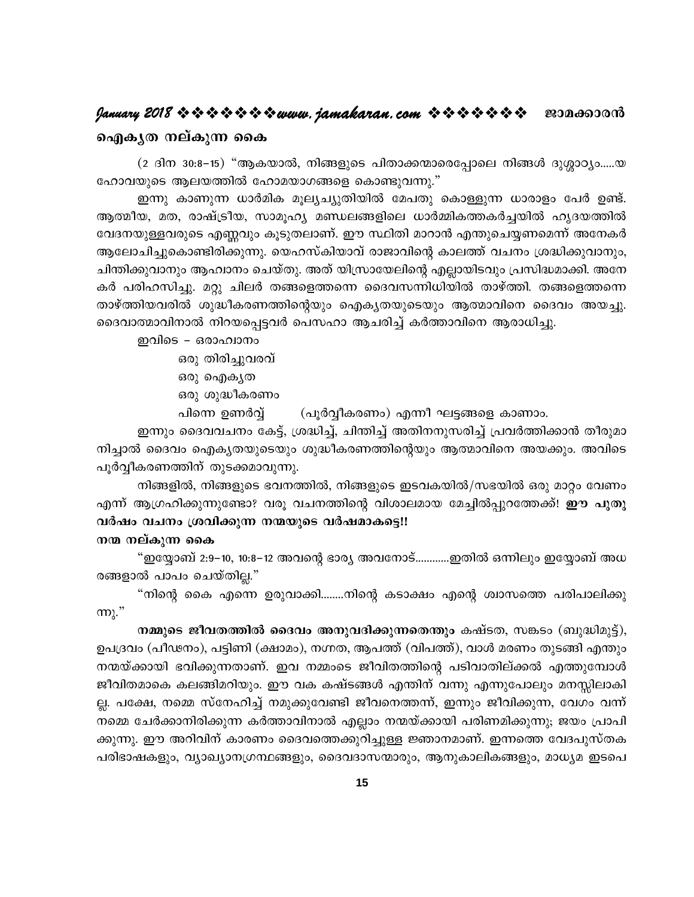## ഐക്യത നല്കുന്ന കൈ

(2 ദിന 30:8–15) “ആകയാൽ, നിങ്ങളുടെ പിതാക്കന്മാരെപ്പോലെ നിങ്ങൾ ദുശ്ശാഠ്യം.....യഹോവയുടെ ആലയത്തിൽ ഹോമയാഗങ്ങളെ കൊണ്ടുവന്നു.”

ഇന്നു കാണുന്ന ധാർമിക മൂല്യച്യുതിയിൽ മേപതു കൊള്ളുന്ന ധാരാളം പേർ ഉണ്ട്. ആത്മീയ, മത, രാഷ്ട്രീയ, സാമൂഹ്യ മണ്ഡലങ്ങളിലെ ധാർമ്മികത്തകർച്ചയിൽ ഹൃദയത്തിൽ വേദനയുള്ളവരുടെ എണ്ണവും കൂടുതലാണ്. ഈ സ്ഥിതി മാറാൻ എന്തുചെയ്യണമെന്ന് അനേകർ ആലോചിച്ചുകൊണ്ടിരിക്കുന്നു. യെഹസ്കിയാവ് രാജാവിന്റെ കാലത്ത് വചനം ശ്രദ്ധിക്കുവാനും, ചിന്തിക്കുവാനും ആഹ്വാനം ചെയ്തു. അത് യിസ്രായേലിന്റെ എല്ലായിടവും പ്രസിദ്ധമാക്കി. അനേകർ പരിഹസിച്ചു. മറ്റു ചിലർ തങ്ങളെത്തന്നെ ദൈവസന്നിധിയിൽ താഴ്ത്തി. തങ്ങളെത്തന്നെ താഴ്ത്തിയവരിൽ ശുദ്ധീകരണത്തിന്റെയും ഐക്യതയുടെയും ആത്മാവിനെ ദൈവം അയച്ചു. ദൈവാത്മാവിനാൽ നിറയപ്പെട്ടവർ പെസഹാ ആചരിച്ച് കർത്താവിനെ ആരാധിച്ചു.

ഇവിടെ – ഒരാഹ്വാനം
ഒരു തിരിച്ചുവരവ്
ഒരു ഐക്യത
ഒരു ശുദ്ധീകരണം
പിന്നെ ഉണർവ്വ് (പൂർവ്വീകരണം) എന്നീ ഘട്ടങ്ങളെ കാണാം.

ഇന്നും ദൈവവചനം കേട്ട്, ശ്രദ്ധിച്ച്, ചിന്തിച്ച് അതിനനുസരിച്ച് പ്രവർത്തിക്കാൻ തീരുമാനിച്ചാൽ ദൈവം ഐക്യതയുടെയും ശുദ്ധീകരണത്തിന്റെയും ആത്മാവിനെ അയക്കും. അവിടെ പൂർവ്വീകരണത്തിന് തുടക്കമാവുന്നു.

നിങ്ങളിൽ, നിങ്ങളുടെ ഭവനത്തിൽ, നിങ്ങളുടെ ഇടവകയിൽ/സഭയിൽ ഒരു മാറ്റം വേണം എന്ന് ആഗ്രഹിക്കുന്നുണ്ടോ? വരൂ വചനത്തിന്റെ വിശാലമായ മേച്ചിൽപ്പുറത്തേക്ക്! **ഈ പുതുവർഷം വചനം ശ്രവിക്കുന്ന നന്മയുടെ വർഷമാകട്ടെ!!**

## നന്മ നല്കുന്ന കൈ

“ഇയ്യോബ് 2:9–10, 10:8–12 അവന്റെ ഭാര്യ അവനോട്............ഇതിൽ ഒന്നിലും ഇയ്യോബ് അധരങ്ങളാൽ പാപം ചെയ്തില്ല.”

“നിന്റെ കൈ എന്നെ ഉരുവാക്കി........നിന്റെ കടാക്ഷം എന്റെ ശ്വാസത്തെ പരിപാലിക്കുന്നു.”

**നമ്മുടെ ജീവതത്തിൽ ദൈവം അനുവദിക്കുന്നതെന്തും** കഷ്ടത, സങ്കടം (ബുദ്ധിമുട്ട്), ഉപദ്രവം (പീഢനം), പട്ടിണി (ക്ഷാമം), നഗ്നത, ആപത്ത് (വിപത്ത്), വാൾ മരണം തുടങ്ങി എന്തും നന്മയ്ക്കായി ഭവിക്കുന്നതാണ്. ഇവ നമ്മടെ ജീവിതത്തിന്റെ പടിവാതില്ക്കൽ എത്തുമ്പോൾ ജീവിതമാകെ കലങ്ങിമറിയും. ഈ വക കഷ്ടങ്ങൾ എന്തിന് വന്നു എന്നുപോലും മനസ്സിലാകില്ല. പക്ഷേ, നമ്മെ സ്നേഹിച്ച് നമുക്കുവേണ്ടി ജീവനെത്തന്ന്, ഇന്നും ജീവിക്കുന്ന, വേഗം വന്ന് നമ്മെ ചേർക്കാനിരിക്കുന്ന കർത്താവിനാൽ എല്ലാം നന്മയ്ക്കായി പരിണമിക്കുന്നു; ജയം പ്രാപിക്കുന്നു. ഈ അറിവിന് കാരണം ദൈവത്തെക്കുറിച്ചുള്ള ജ്ഞാനമാണ്. ഇന്നത്തെ വേദപുസ്തക പരിഭാഷകളും, വ്യാഖ്യാനഗ്രന്ഥങ്ങളും, ദൈവദാസന്മാരും, ആനുകാലികങ്ങളും, മാധ്യമ ഇടപെ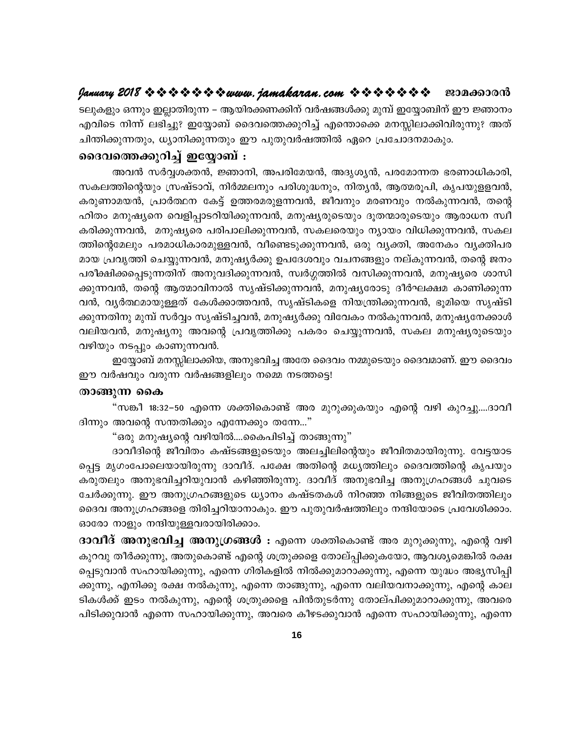ടലുകളും ഒന്നും ഇല്ലാതിരുന്ന – ആയിരക്കണക്കിന് വർഷങ്ങൾക്കു മുമ്പ് ഇയ്യോബിന് ഈ ജ്ഞാനം എവിടെ നിന്ന് ലഭിച്ചു? ഇയ്യോബ് ദൈവത്തെക്കുറിച്ച് എന്തൊക്കെ മനസ്സിലാക്കിവിരുന്നു? അത് ചിന്തിക്കുന്നതും, ധ്യാനിക്കുന്നതും ഈ പുതുവർഷത്തിൽ ഏറെ പ്രചോദനമാകും.

## ദൈവത്തെക്കുറിച്ച് ഇയ്യോബ് :

അവൻ സർവ്വശക്തൻ, ജ്ഞാനി, അപരിമേയൻ, അദൃശ്യൻ, പരമോന്നത ഭരണാധികാരി, സകലത്തിന്റെയും സ്രഷ്ടാവ്, നിർമ്മലനും പരിശുദ്ധനും, നിത്യൻ, ആത്മരൂപി, കൃപയുള്ളവൻ, കരുണാമയൻ, പ്രാർത്ഥന കേട്ട് ഉത്തരമരുളന്നവൻ, ജീവനും മരണവും നൽകുന്നവൻ, തന്റെ ഹിതം മനുഷ്യനെ വെളിപ്പാടറിയിക്കുന്നവൻ, മനുഷ്യരുടെയും ദൂതന്മാരുടെയും ആരാധന സ്വീകരിക്കുന്നവൻ, മനുഷ്യരെ പരിപാലിക്കുന്നവൻ, സകലരെയും ന്യായം വിധിക്കുന്നവൻ, സകലത്തിന്റെമേലും പരമാധികാരമുള്ളവൻ, വീണ്ടെടുക്കുന്നവൻ, ഒരു വ്യക്തി, അനേകം വ്യക്തിപരമായ പ്രവൃത്തി ചെയ്യുന്നവൻ, മനുഷ്യർക്കു ഉപദേശവും വചനങ്ങളും നല്കുന്നവൻ, തന്റെ ജനം പരീക്ഷിക്കപ്പെടുന്നതിന് അനുവദിക്കുന്നവൻ, സ്വർഗ്ഗത്തിൽ വസിക്കുന്നവൻ, മനുഷ്യരെ ശാസിക്കുന്നവൻ, തന്റെ ആത്മാവിനാൽ സൃഷ്ടിക്കുന്നവൻ, മനുഷ്യരോടു ദീർഘക്ഷമ കാണിക്കുന്നവൻ, വ്യർത്ഥമായുള്ളത് കേൾക്കാത്തവൻ, സൃഷ്ടികളെ നിയന്ത്രിക്കുന്നവൻ, ഭൂമിയെ സൃഷ്ടിക്കുന്നതിനു മുമ്പ് സർവ്വം സൃഷ്ടിച്ചവൻ, മനുഷ്യർക്കു വിവേകം നൽകുന്നവൻ, മനുഷ്യനേക്കാൾ വലിയവൻ, മനുഷ്യനു അവന്റെ പ്രവൃത്തിക്കു പകരം ചെയ്യുന്നവൻ, സകല മനുഷ്യരുടെയും വഴിയും നടപ്പും കാണുന്നവൻ.

ഇയ്യോബ് മനസ്സിലാക്കിയ, അനുഭവിച്ച അതേ ദൈവം നമ്മുടെയും ദൈവമാണ്. ഈ ദൈവം ഈ വർഷവും വരുന്ന വർഷങ്ങളിലും നമ്മെ നടത്തട്ടെ!

## താങ്ങുന്ന കൈ

"സങ്കീ 18:32–50 എന്നെ ശക്തികൊണ്ട് അര മുറുക്കുകയും എന്റെ വഴി കുറച്ചു....ദാവീദിന്നും അവന്റെ സന്തതിക്കും എന്നേക്കും തന്നേ..."

"ഒരു മനുഷ്യന്റെ വഴിയിൽ....കൈപിടിച്ച് താങ്ങുന്നു"

ദാവീദിന്റെ ജീവിതം കഷ്ടങ്ങളുടെയും അലച്ചിലിന്റെയും ജീവിതമായിരുന്നു. വേട്ടയാടപ്പെട്ട മൃഗംപോലെയായിരുന്നു ദാവീദ്. പക്ഷേ അതിന്റെ മധ്യത്തിലും ദൈവത്തിന്റെ കൃപയും കരുതലും അനുഭവിച്ചറിയുവാൻ കഴിഞ്ഞിരുന്നു. ദാവീദ് അനുഭവിച്ച അനുഗ്രഹങ്ങൾ ചുവടെ ചേർക്കുന്നു. ഈ അനുഗ്രഹങ്ങളുടെ ധ്യാനം കഷ്ടതകൾ നിറഞ്ഞ നിങ്ങളുടെ ജീവിതത്തിലും ദൈവ അനുഗ്രഹങ്ങളെ തിരിച്ചറിയാനാകും. ഈ പുതുവർഷത്തിലും നന്ദിയോടെ പ്രവേശിക്കാം. ഓരോ നാളും നന്ദിയുള്ളവരായിരിക്കാം.

**ദാവീദ് അനുഭവിച്ച അനുഗ്രങ്ങൾ :** എന്നെ ശക്തികൊണ്ട് അര മുറുക്കുന്നു, എന്റെ വഴി കുറവു തീർക്കുന്നു, അതുകൊണ്ട് എന്റെ ശത്രുക്കളെ തോല്പ്പിക്കുകയോ, ആവശ്യമെങ്കിൽ രക്ഷപ്പെടുവാൻ സഹായിക്കുന്നു, എന്നെ ഗിരികളിൽ നിൽക്കുമാറാക്കുന്നു, എന്നെ യുദ്ധം അഭ്യസിപ്പിക്കുന്നു, എനിക്കു രക്ഷ നൽകുന്നു, എന്നെ താങ്ങുന്നു, എന്നെ വലിയവനാക്കുന്നു, എന്റെ കാലടികൾക്ക് ഇടം നൽകുന്നു, എന്റെ ശത്രുക്കളെ പിൻതുടർന്നു തോല്പിക്കുമാറാക്കുന്നു, അവരെ പിടിക്കുവാൻ എന്നെ സഹായിക്കുന്നു, അവരെ കീഴടക്കുവാൻ എന്നെ സഹായിക്കുന്നു, എന്നെ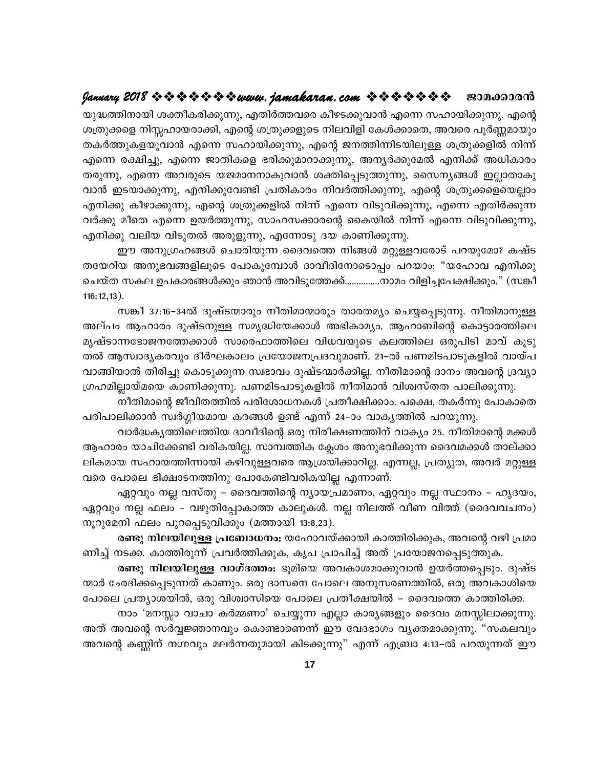യുദ്ധത്തിനായി ശക്തീകരിക്കുന്നു, എതിർത്തവരെ കീഴടക്കുവാൻ എന്നെ സഹായിക്കുന്നു, എന്റെ ശത്രുക്കളെ നിസ്സഹായരാക്കി, എന്റെ ശത്രുക്കളുടെ നിലവിളി കേൾക്കാതെ, അവരെ പൂർണ്ണമായും തകർത്തുകളയുവാൻ എന്നെ സഹായിക്കുന്നു, എന്റെ ജനത്തിന്നിടയിലുള്ള ശത്രുക്കളിൽ നിന്ന് എന്നെ രക്ഷിച്ചു, എന്നെ ജാതികളെ ഭരിക്കുമാറാക്കുന്നു, അന്യർക്കുമേൽ എനിക്ക് അധികാരം തരുന്നു, എന്നെ അവരുടെ യജമാനനാകുവാൻ ശക്തിപ്പെടുത്തുന്നു, സൈന്യങ്ങൾ ഇല്ലാതാകുവാൻ ഇടയാക്കുന്നു, എനിക്കുവേണ്ടി പ്രതികാരം നിവർത്തിക്കുന്നു, എന്റെ ശത്രുക്കളെയെല്ലാം എനിക്കു കീഴാക്കുന്നു, എന്റെ ശത്രുക്കളിൽ നിന്ന് എന്നെ വിടുവിക്കുന്നു, എന്നെ എതിർക്കുന്നവർക്കു മീതെ എന്നെ ഉയർത്തുന്നു, സാഹസക്കാരന്റെ കൈയിൽ നിന്ന് എന്നെ വിടുവിക്കുന്നു, എനിക്കു വലിയ വിടുതൽ അരുളുന്നു, എന്നോടു ദയ കാണിക്കുന്നു.

ഈ അനുഗ്രഹങ്ങൾ ചൊരിയുന്ന ദൈവത്തെ നിങ്ങൾ മറ്റുള്ളവരോട് പറയുമോ? കഷ്ടതയേറിയ അനുഭവങ്ങളിലൂടെ പോകുമ്പോൾ ദാവീദിനോടൊപ്പം പറയാം: "യഹോവ എനിക്കു ചെയ്ത സകല ഉപകാരങ്ങൾക്കും ഞാൻ അവിടുത്തേക്ക്...............നാമം വിളിച്ചപേക്ഷിക്കും." (സങ്കീ 116:12,13).

സങ്കീ 37:16-34ൽ ദുഷ്ടന്മാരും നീതിമാന്മാരും താരതമ്യം ചെയ്യപ്പെടുന്നു. നീതിമാനുള്ള അല്പം ആഹാരം ദുഷ്ടനുള്ള സമൃദ്ധിയേക്കാൾ അഭികാമ്യം. ആഹാബിന്റെ കൊട്ടാരത്തിലെ മൃഷ്ടാന്നഭോജനത്തേക്കാൾ സാരെഫാത്തിലെ വിധവയുടെ കലത്തിലെ ഒരുപിടി മാവ് കൂടുതൽ ആസ്വാദ്യകരവും ദീർഘകാലം പ്രയോജനപ്രദവുമാണ്. 21-ൽ പണമിടപാടുകളിൽ വായ്പ വാങ്ങിയാൽ തിരിച്ചു കൊടുക്കുന്ന സ്വഭാവം ദുഷ്ടന്മാർക്കില്ല. നീതിമാന്റെ ദാനം അവന്റെ ദ്രവ്യാഗ്രഹമില്ലായ്മയെ കാണിക്കുന്നു. പണമിടപാടുകളിൽ നീതിമാൻ വിശ്വസ്തത പാലിക്കുന്നു.

നീതിമാന്റെ ജീവിതത്തിൽ പരിശോധനകൾ പ്രതീക്ഷിക്കാം. പക്ഷെ, തകർന്നു പോകാതെ പരിപാലിക്കാൻ സ്വർഗ്ഗീയമായ കരങ്ങൾ ഉണ്ട് എന്ന് 24-ാം വാക്യത്തിൽ പറയുന്നു.

വാർദ്ധക്യത്തിലെത്തിയ ദാവീദിന്റെ ഒരു നിരീക്ഷണത്തിന് വാക്യം 25. നീതിമാന്റെ മക്കൾ ആഹാരം യാചിക്കേണ്ടി വരികയില്ല. സാമ്പത്തിക ക്ലേശം അനുഭവിക്കുന്ന ദൈവമക്കൾ താല്ക്കാലികമായ സഹായത്തിന്നായി കഴിവുള്ളവരെ ആശ്രയിക്കാറില്ല. എന്നല്ല, പ്രത്യുത, അവർ മറ്റുള്ളവരെ പോലെ ഭിക്ഷാടനത്തിനു പോകേണ്ടിവരികയില്ല എന്നാണ്.

ഏറ്റവും നല്ല വസ്തു - ദൈവത്തിന്റെ ന്യായപ്രമാണം, ഏറ്റവും നല്ല സ്ഥാനം - ഹൃദയം, ഏറ്റവും നല്ല ഫലം - വഴുതിപ്പോകാത്ത കാലുകൾ. നല്ല നിലത്ത് വീണ വിത്ത് (ദൈവവചനം) നൂറുമേനി ഫലം പുറപ്പെടുവിക്കും (മത്തായി 13:8,23).

**<u>രണ്ടു നിലയിലുള്ള പ്രബോധനം:</u>** യഹോവയ്ക്കായി കാത്തിരിക്കുക, അവന്റെ വഴി പ്രമാണിച്ച് നടക്ക. കാത്തിരുന്ന് പ്രവർത്തിക്കുക, കൃപ പ്രാപിച്ച് അത് പ്രയോജനപ്പെടുത്തുക.

**<u>രണ്ടു നിലയിലുള്ള വാഗ്ദത്തം:</u>** ഭൂമിയെ അവകാശമാക്കുവാൻ ഉയർത്തപ്പെടും. ദുഷ്ടന്മാർ ഛേദിക്കപ്പെടുന്നത് കാണും. ഒരു ദാസനെ പോലെ അനുസരണത്തിൽ, ഒരു അവകാശിയെ പോലെ പ്രത്യാശയിൽ, ഒരു വിശ്വാസിയെ പോലെ പ്രതീക്ഷയിൽ - ദൈവത്തെ കാത്തിരിക്ക.

നാം 'മനസ്സാ വാചാ കർമ്മണാ' ചെയ്യുന്ന എല്ലാ കാര്യങ്ങളും ദൈവം മനസ്സിലാക്കുന്നു. അത് അവന്റെ സർവ്വജ്ഞാനവും കൊണ്ടാണെന്ന് ഈ വേദഭാഗം വ്യക്തമാക്കുന്നു. "സകലവും അവന്റെ കണ്ണിന് നഗ്നവും മലർന്നതുമായി കിടക്കുന്നു" എന്ന് എബ്രാ 4:13-ൽ പറയുന്നത് ഈ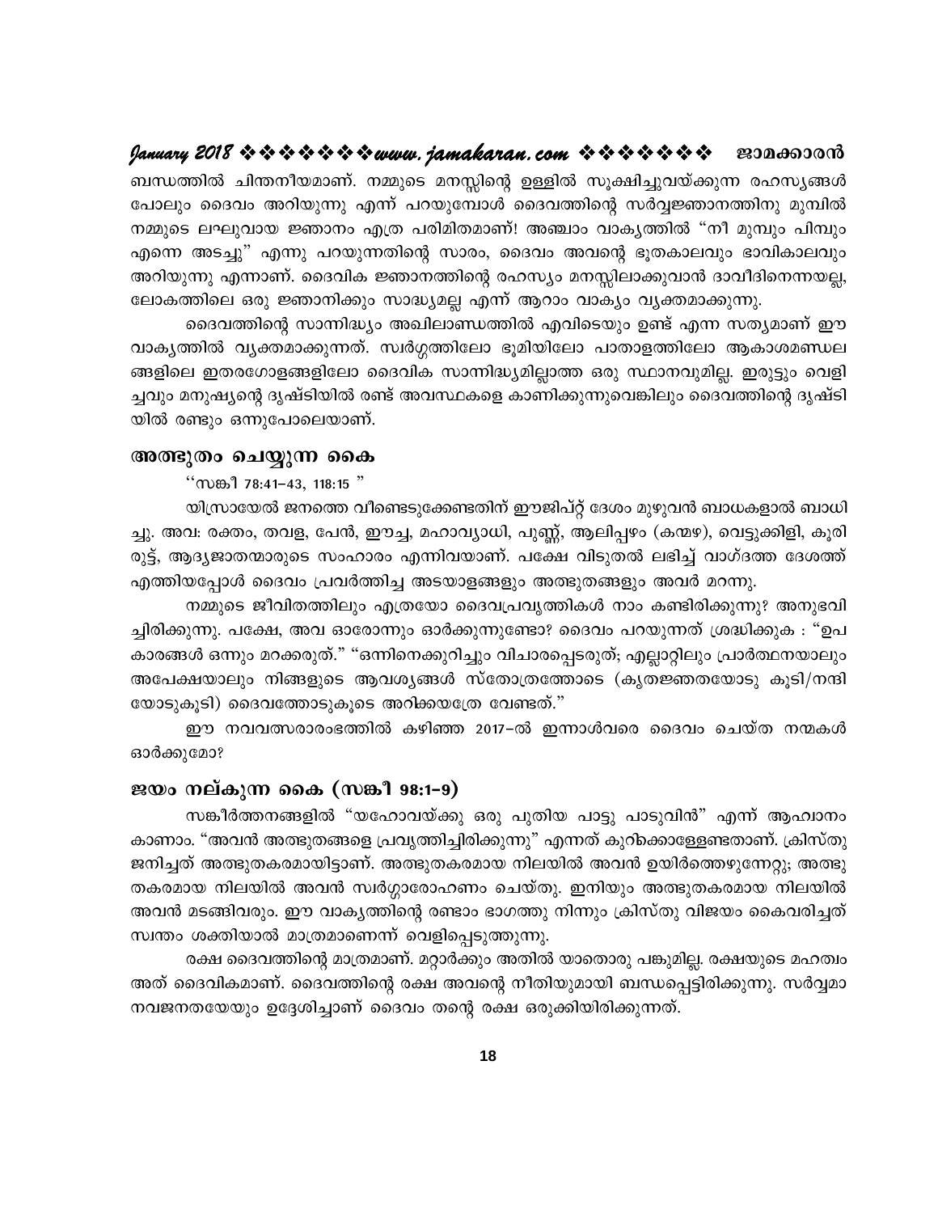ബന്ധത്തിൽ ചിന്തനീയമാണ്. നമ്മുടെ മനസ്സിന്റെ ഉള്ളിൽ സൂക്ഷിച്ചുവയ്ക്കുന്ന രഹസ്യങ്ങൾ പോലും ദൈവം അറിയുന്നു എന്ന് പറയുമ്പോൾ ദൈവത്തിന്റെ സർവ്വജ്ഞാനത്തിനു മുമ്പിൽ നമ്മുടെ ലഘുവായ ജ്ഞാനം എത്ര പരിമിതമാണ്! അഞ്ചാം വാകൃത്തിൽ "നീ മുമ്പും പിമ്പും എന്നെ അടച്ചു" എന്നു പറയുന്നതിന്റെ സാരം, ദൈവം അവന്റെ ഭൂതകാലവും ഭാവികാലവും അറിയുന്നു എന്നാണ്. ദൈവിക ജ്ഞാനത്തിന്റെ രഹസ്യം മനസ്സിലാക്കുവാൻ ദാവീദിനെന്നയല്ല, ലോകത്തിലെ ഒരു ജ്ഞാനിക്കും സാദ്ധ്യമല്ല എന്ന് ആറാം വാക്യം വ്യക്തമാക്കുന്നു.

ദൈവത്തിന്റെ സാന്നിദ്ധ്യം അഖിലാണ്ഡത്തിൽ എവിടെയും ഉണ്ട് എന്ന സത്യമാണ് ഈ വാകൃത്തിൽ വ്യക്തമാക്കുന്നത്. സ്വർഗ്ഗത്തിലോ ഭൂമിയിലോ പാതാളത്തിലോ ആകാശമണ്ഡല ങ്ങളിലെ ഇതരഗോളങ്ങളിലോ ദൈവിക സാന്നിദ്ധ്യമില്ലാത്ത ഒരു സ്ഥാനവുമില്ല. ഇരുട്ടും വെളി ച്ചവും മനുഷ്യന്റെ ദൃഷ്ടിയിൽ രണ്ട് അവസ്ഥകളെ കാണിക്കുന്നുവെങ്കിലും ദൈവത്തിന്റെ ദൃഷ്ടി യിൽ രണ്ടും ഒന്നുപോലെയാണ്.

### അത്ഭുതം ചെയ്യുന്ന കൈ

''സങ്കീ 78:41–43, 118:15 ''

യിസ്രായേൽ ജനത്തെ വീണ്ടെടുക്കേണ്ടതിന് ഈജിപ്റ്റ് ദേശം മുഴുവൻ ബാധകളാൽ ബാധി ച്ചു. അവ: രക്തം, തവള, പേൻ, ഈച്ച, മഹാവ്യാധി, പുണ്ണ്, ആലിപ്പഴം (കന്മഴ), വെട്ടുക്കിളി, കൂരി രുട്ട്, ആദ്യജാതന്മാരുടെ സംഹാരം എന്നിവയാണ്. പക്ഷേ വിടുതൽ ലഭിച്ച് വാഗ്ദത്ത ദേശത്ത് എത്തിയപ്പോൾ ദൈവം പ്രവർത്തിച്ച അടയാളങ്ങളും അത്ഭുതങ്ങളും അവർ മറന്നു.

നമ്മുടെ ജീവിതത്തിലും എത്രയോ ദൈവപ്രവൃത്തികൾ നാം കണ്ടിരിക്കുന്നു? അനുഭവി ച്ചിരിക്കുന്നു. പക്ഷേ, അവ ഓരോന്നും ഓർക്കുന്നുണ്ടോ? ദൈവം പറയുന്നത് ശ്രദ്ധിക്കുക : "ഉപ കാരങ്ങൾ ഒന്നും മറക്കരുത്." "ഒന്നിനെക്കുറിച്ചും വിചാരപ്പെടരുത്; എല്ലാറ്റിലും പ്രാർത്ഥനയാലും അപേക്ഷയാലും നിങ്ങളുടെ ആവശ്യങ്ങൾ സ്തോത്രത്തോടെ (കൃതജ്ഞതയോടു കൂടി/നന്ദി യോടുകൂടി) ദൈവത്തോടുകൂടെ അറിക്കയത്രേ വേണ്ടത്."

ഈ നവവത്സരാരംഭത്തിൽ കഴിഞ്ഞ 2017–ൽ ഇന്നാൾവരെ ദൈവം ചെയ്ത നന്മകൾ ഓർക്കുമോ?

### ജയം നല്കുന്ന കൈ (സങ്കീ 98:1–9)

സങ്കീർത്തനങ്ങളിൽ "യഹോവയ്ക്കു ഒരു പുതിയ പാട്ടു പാടുവിൻ" എന്ന് ആഹ്വാനം കാണാം. "അവൻ അത്ഭുതങ്ങളെ പ്രവൃത്തിച്ചിരിക്കുന്നു" എന്നത് കുറിക്കൊള്ളേണ്ടതാണ്. ക്രിസ്തു ജനിച്ചത് അത്ഭുതകരമായിട്ടാണ്. അത്ഭുതകരമായ നിലയിൽ അവൻ ഉയിർത്തെഴുന്നേറ്റു; അത്ഭു തകരമായ നിലയിൽ അവൻ സ്വർഗ്ഗാരോഹണം ചെയ്തു. ഇനിയും അത്ഭുതകരമായ നിലയിൽ അവൻ മടങ്ങിവരും. ഈ വാക്യത്തിന്റെ രണ്ടാം ഭാഗത്തു നിന്നും ക്രിസ്തു വിജയം കൈവരിച്ചത് സ്വന്തം ശക്തിയാൽ മാത്രമാണെന്ന് വെളിപ്പെടുത്തുന്നു.

രക്ഷ ദൈവത്തിന്റെ മാത്രമാണ്. മറ്റാർക്കും അതിൽ യാതൊരു പങ്കുമില്ല. രക്ഷയുടെ മഹത്വം അത് ദൈവികമാണ്. ദൈവത്തിന്റെ രക്ഷ അവന്റെ നീതിയുമായി ബന്ധപ്പെട്ടിരിക്കുന്നു. സർവ്വമാ നവജനതയേയും ഉദ്ദേശിച്ചാണ് ദൈവം തന്റെ രക്ഷ ഒരുക്കിയിരിക്കുന്നത്.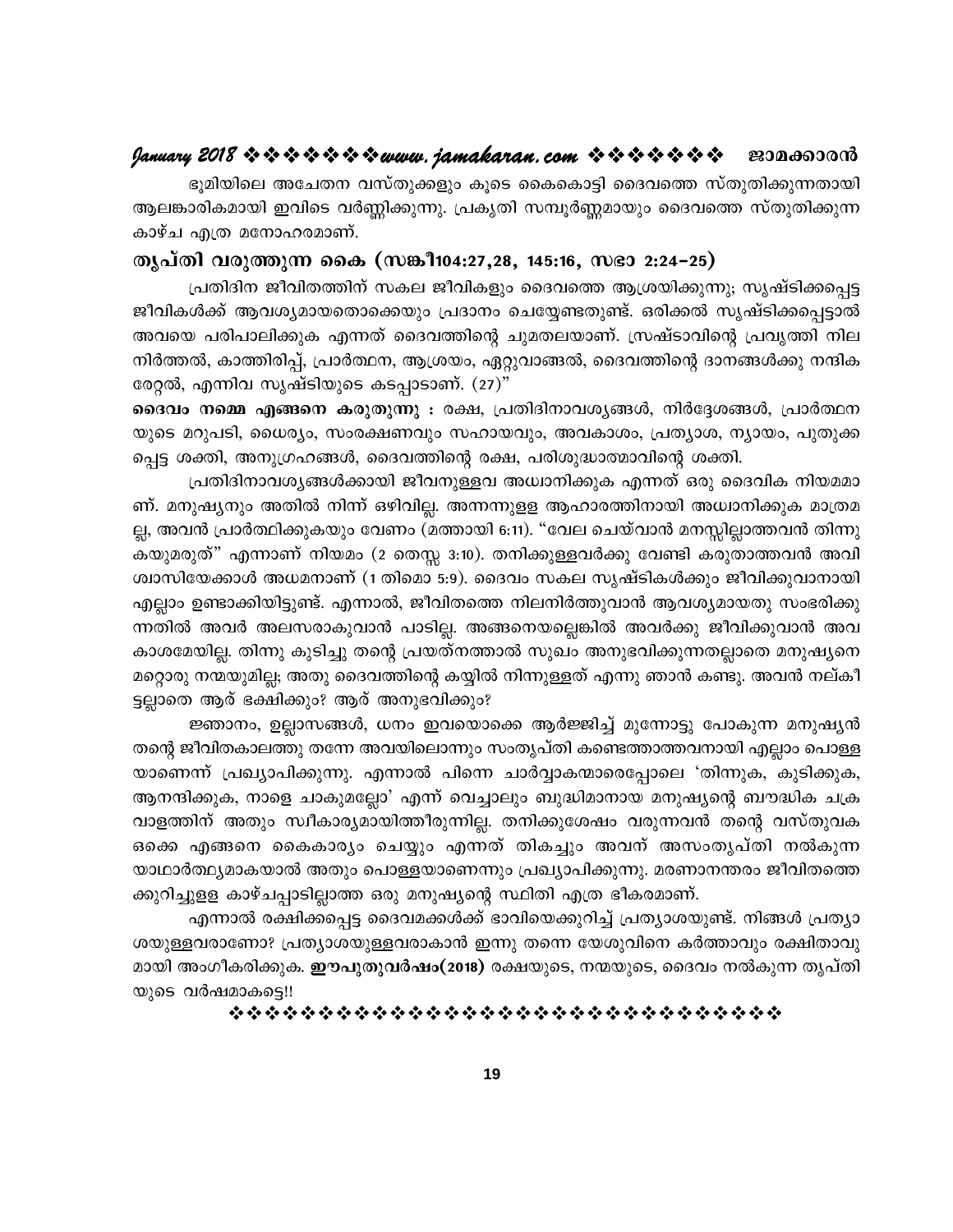ഭൂമിയിലെ അചേതന വസ്തുക്കളും കൂടെ കൈകൊട്ടി ദൈവത്തെ സ്തുതിക്കുന്നതായി ആലങ്കാരികമായി ഇവിടെ വർണ്ണിക്കുന്നു. പ്രകൃതി സമ്പൂർണ്ണമായും ദൈവത്തെ സ്തുതിക്കുന്ന കാഴ്ച എത്ര മനോഹരമാണ്.

## തൃപ്തി വരുത്തുന്ന കൈ (സങ്കീ104:27,28, 145:16, സഭാ 2:24-25)

പ്രതിദിന ജീവിതത്തിന് സകല ജീവികളും ദൈവത്തെ ആശ്രയിക്കുന്നു; സൃഷ്ടിക്കപ്പെട്ട ജീവികൾക്ക് ആവശ്യമായതൊക്കെയും പ്രദാനം ചെയ്യേണ്ടതുണ്ട്. ഒരിക്കൽ സൃഷ്ടിക്കപ്പെട്ടാൽ അവയെ പരിപാലിക്കുക എന്നത് ദൈവത്തിന്റെ ചുമതലയാണ്. സ്രഷ്ടാവിന്റെ പ്രവൃത്തി നില നിർത്തൽ, കാത്തിരിപ്പ്, പ്രാർത്ഥന, ആശ്രയം, ഏറ്റുവാങ്ങൽ, ദൈവത്തിന്റെ ദാനങ്ങൾക്കു നന്ദിക രേറ്റൽ, എന്നിവ സൃഷ്ടിയുടെ കടപ്പാടാണ്. (27)"

**ദൈവം നമ്മെ എങ്ങനെ കരുതുന്നു :** രക്ഷ, പ്രതിദിനാവശ്യങ്ങൾ, നിർദ്ദേശങ്ങൾ, പ്രാർത്ഥന യുടെ മറുപടി, ധൈര്യം, സംരക്ഷണവും സഹായവും, അവകാശം, പ്രത്യാശ, ന്യായം, പുതുക്ക പ്പെട്ട ശക്തി, അനുഗ്രഹങ്ങൾ, ദൈവത്തിന്റെ രക്ഷ, പരിശുദ്ധാത്മാവിന്റെ ശക്തി.

പ്രതിദിനാവശ്യങ്ങൾക്കായി ജീവനുള്ളവ അധ്വാനിക്കുക എന്നത് ഒരു ദൈവിക നിയമമാ ണ്. മനുഷ്യനും അതിൽ നിന്ന് ഒഴിവില്ല. അന്നന്നുള്ള ആഹാരത്തിനായി അധ്വാനിക്കുക മാത്രമ ല്ല, അവൻ പ്രാർത്ഥിക്കുകയും വേണം (മത്തായി 6:11). "വേല ചെയ്‌വാൻ മനസ്സില്ലാത്തവൻ തിന്നു കയുമരുത്" എന്നാണ് നിയമം (2 തെസ്സ 3:10). തനിക്കുള്ളവർക്കു വേണ്ടി കരുതാത്തവൻ അവി ശ്വാസിയേക്കാൾ അധമനാണ് (1 തിമൊ 5:9). ദൈവം സകല സൃഷ്ടികൾക്കും ജീവിക്കുവാനായി എല്ലാം ഉണ്ടാക്കിയിട്ടുണ്ട്. എന്നാൽ, ജീവിതത്തെ നിലനിർത്തുവാൻ ആവശ്യമായതു സംഭരിക്കു ന്നതിൽ അവർ അലസരാകുവാൻ പാടില്ല. അങ്ങനെയല്ലെങ്കിൽ അവർക്കു ജീവിക്കുവാൻ അവ കാശമേയില്ല. തിന്നു കുടിച്ചു തന്റെ പ്രയത്നത്താൽ സുഖം അനുഭവിക്കുന്നതല്ലാതെ മനുഷ്യനെ മറ്റൊരു നന്മയുമില്ല; അതു ദൈവത്തിന്റെ കയ്യിൽ നിന്നുള്ളത് എന്നു ഞാൻ കണ്ടു. അവൻ നല്കീ ട്ടല്ലാതെ ആര് ഭക്ഷിക്കും? ആര് അനുഭവിക്കും?

ജ്ഞാനം, ഉല്ലാസങ്ങൾ, ധനം ഇവയൊക്കെ ആർജ്ജിച്ച് മുന്നോട്ടു പോകുന്ന മനുഷ്യൻ തന്റെ ജീവിതകാലത്തു തന്നേ അവയിലൊന്നും സംതൃപ്തി കണ്ടെത്താത്തവനായി എല്ലാം പൊള്ള യാണെന്ന് പ്രഖ്യാപിക്കുന്നു. എന്നാൽ പിന്നെ ചാർവ്വാകന്മാരെപ്പോലെ 'തിന്നുക, കുടിക്കുക, ആനന്ദിക്കുക, നാളെ ചാകുമല്ലോ' എന്ന് വെച്ചാലും ബുദ്ധിമാനായ മനുഷ്യന്റെ ബൗദ്ധിക ചക്ര വാളത്തിന് അതും സ്വീകാര്യമായിത്തീരുന്നില്ല. തനിക്കുശേഷം വരുന്നവൻ തന്റെ വസ്തുവക ഒക്കെ എങ്ങനെ കൈകാര്യം ചെയ്യും എന്നത് തികച്ചും അവന് അസംതൃപ്തി നൽകുന്ന യാഥാർത്ഥ്യമാകയാൽ അതും പൊള്ളയാണെന്നും പ്രഖ്യാപിക്കുന്നു. മരണാനന്തരം ജീവിതത്തെ ക്കുറിച്ചുള്ള കാഴ്ചപ്പാടില്ലാത്ത ഒരു മനുഷ്യന്റെ സ്ഥിതി എത്ര ഭീകരമാണ്.

എന്നാൽ രക്ഷിക്കപ്പെട്ട ദൈവമക്കൾക്ക് ഭാവിയെക്കുറിച്ച് പ്രത്യാശയുണ്ട്. നിങ്ങൾ പ്രത്യാ ശയുള്ളവരാണോ? പ്രത്യാശയുള്ളവരാകാൻ ഇന്നു തന്നെ യേശുവിനെ കർത്താവും രക്ഷിതാവു മായി അംഗീകരിക്കുക. **ഈപുതുവർഷം(2018)** രക്ഷയുടെ, നന്മയുടെ, ദൈവം നൽകുന്ന തൃപ്തി യുടെ വർഷമാകട്ടെ!!

❖❖❖❖❖❖❖❖❖❖❖❖❖❖❖❖❖❖❖❖❖❖❖❖❖❖❖❖❖❖❖❖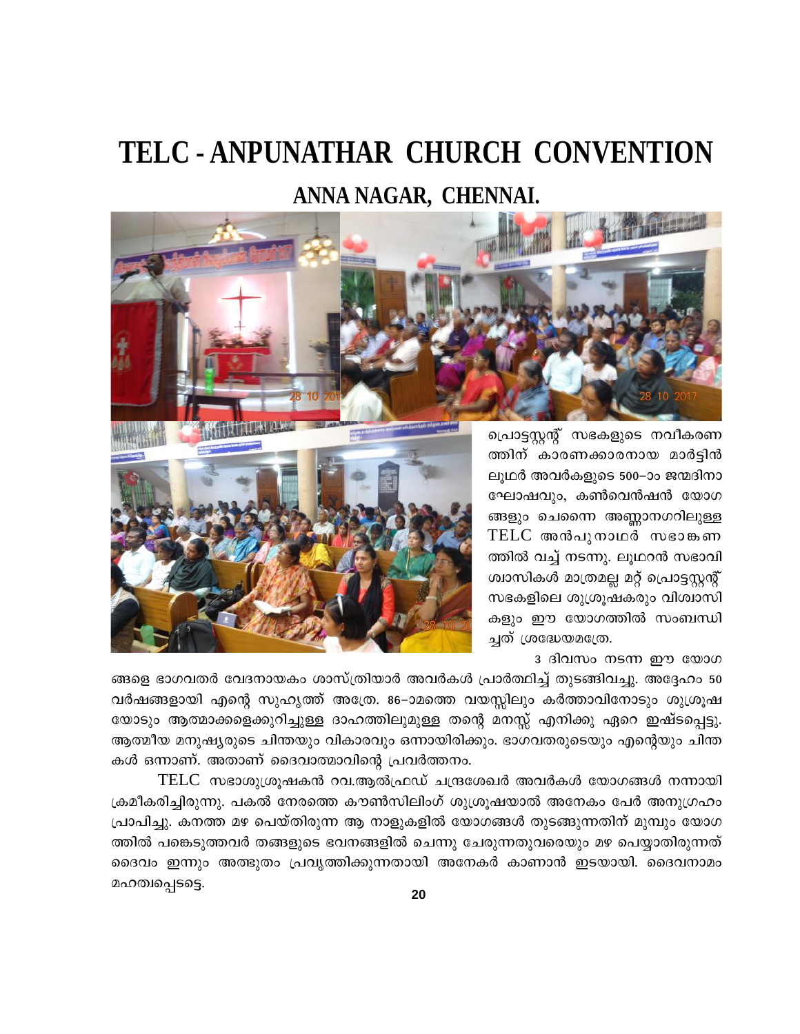# TELC - ANPUNATHAR CHURCH CONVENTION

## ANNA NAGAR, CHENNAI.

പ്രൊട്ടസ്റ്റന്റ് സഭകളുടെ നവീകരണത്തിന് കാരണക്കാരനായ മാർട്ടിൻ ലൂഥർ അവർകളുടെ 500–ാം ജന്മദിനാഘോഷവും, കൺവെൻഷൻ യോഗങ്ങളും ചെന്നൈ അണ്ണാനഗറിലുള്ള TELC അൻപുനാഥർ സഭാങ്കണത്തിൽ വച്ച് നടന്നു. ലൂഥറൻ സഭാവിശ്വാസികൾ മാത്രമല്ല മറ്റ് പ്രൊട്ടസ്റ്റന്റ് സഭകളിലെ ശുശ്രൂഷകരും വിശ്വാസികളും ഈ യോഗത്തിൽ സംബന്ധിച്ചത് ശ്രദ്ധേയമത്രേ.

3 ദിവസം നടന്ന ഈ യോഗങ്ങളെ ഭാഗവതർ വേദനായകം ശാസ്ത്രിയാർ അവർകൾ പ്രാർത്ഥിച്ച് തുടങ്ങിവച്ചു. അദ്ദേഹം 50 വർഷങ്ങളായി എന്റെ സുഹൃത്ത് അത്രേ. 86–ാമത്തെ വയസ്സിലും കർത്താവിനോടും ശുശ്രൂഷയോടും ആത്മാക്കളെക്കുറിച്ചുള്ള ദാഹത്തിലുമുള്ള തന്റെ മനസ്സ് എനിക്കു ഏറെ ഇഷ്ടപ്പെട്ടു. ആത്മീയ മനുഷ്യരുടെ ചിന്തയും വികാരവും ഒന്നായിരിക്കും. ഭാഗവതരുടെയും എന്റെയും ചിന്തകൾ ഒന്നാണ്. അതാണ് ദൈവാത്മാവിന്റെ പ്രവർത്തനം.

TELC സഭാശുശ്രൂഷകൻ റവ.ആൽഫ്രഡ് ചന്ദ്രശേഖർ അവർകൾ യോഗങ്ങൾ നന്നായി ക്രമീകരിച്ചിരുന്നു. പകൽ നേരത്തെ കൗൺസിലിംഗ് ശുശ്രൂഷയാൽ അനേകം പേർ അനുഗ്രഹം പ്രാപിച്ചു. കനത്ത മഴ പെയ്തിരുന്ന ആ നാളുകളിൽ യോഗങ്ങൾ തുടങ്ങുന്നതിന് മുമ്പും യോഗത്തിൽ പങ്കെടുത്തവർ തങ്ങളുടെ ഭവനങ്ങളിൽ ചെന്നു ചേരുന്നതുവരെയും മഴ പെയ്യാതിരുന്നത് ദൈവം ഇന്നും അത്ഭുതം പ്രവൃത്തിക്കുന്നതായി അനേകർ കാണാൻ ഇടയായി. ദൈവനാമം മഹത്വപ്പെടട്ടെ.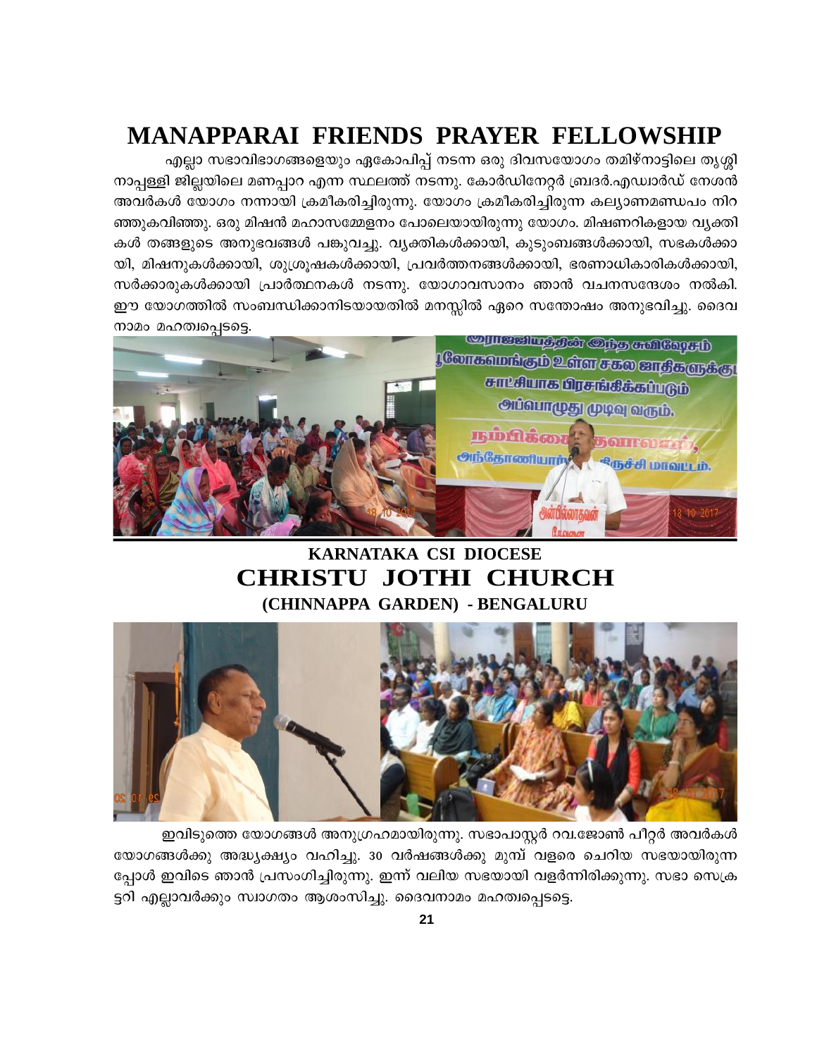# MANAPPARAI FRIENDS PRAYER FELLOWSHIP

എല്ലാ സഭാവിഭാഗങ്ങളെയും ഏകോപിപ്പ് നടന്ന ഒരു ദിവസയോഗം തമിഴ്നാട്ടിലെ തൃശ്ശിനാപ്പള്ളി ജില്ലയിലെ മണപ്പാറ എന്ന സ്ഥലത്ത് നടന്നു. കോർഡിനേറ്റർ ബ്രദർ.എഡ്വാർഡ് നേശൻ അവർകൾ യോഗം നന്നായി ക്രമീകരിച്ചിരുന്നു. യോഗം ക്രമീകരിച്ചിരുന്ന കല്യാണമണ്ഡപം നിറഞ്ഞുകവിഞ്ഞു. ഒരു മിഷൻ മഹാസമ്മേളനം പോലെയായിരുന്നു യോഗം. മിഷണറികളായ വ്യക്തികൾ തങ്ങളുടെ അനുഭവങ്ങൾ പങ്കുവച്ചു. വ്യക്തികൾക്കായി, കുടുംബങ്ങൾക്കായി, സഭകൾക്കായി, മിഷനുകൾക്കായി, ശുശ്രൂഷകൾക്കായി, പ്രവർത്തനങ്ങൾക്കായി, ഭരണാധികാരികൾക്കായി, സർക്കാരുകൾക്കായി പ്രാർത്ഥനകൾ നടന്നു. യോഗാവസാനം ഞാൻ വചനസന്ദേശം നൽകി. ഈ യോഗത്തിൽ സംബന്ധിക്കാനിടയായതിൽ മനസ്സിൽ ഏറെ സന്തോഷം അനുഭവിച്ചു. ദൈവ നാമം മഹത്വപ്പെടട്ടെ.

## KARNATAKA CSI DIOCESE
# CHRISTU JOTHI CHURCH
### (CHINNAPPA GARDEN) - BENGALURU

ഇവിടുത്തെ യോഗങ്ങൾ അനുഗ്രഹമായിരുന്നു. സഭാപാസ്റ്റർ റവ.ജോൺ പീറ്റർ അവർകൾ യോഗങ്ങൾക്കു അദ്ധ്യക്ഷ്യം വഹിച്ചു. 30 വർഷങ്ങൾക്കു മുമ്പ് വളരെ ചെറിയ സഭയായിരുന്നപ്പോൾ ഇവിടെ ഞാൻ പ്രസംഗിച്ചിരുന്നു. ഇന്ന് വലിയ സഭയായി വളർന്നിരിക്കുന്നു. സഭാ സെക്രട്ടറി എല്ലാവർക്കും സ്വാഗതം ആശംസിച്ചു. ദൈവനാമം മഹത്വപ്പെടട്ടെ.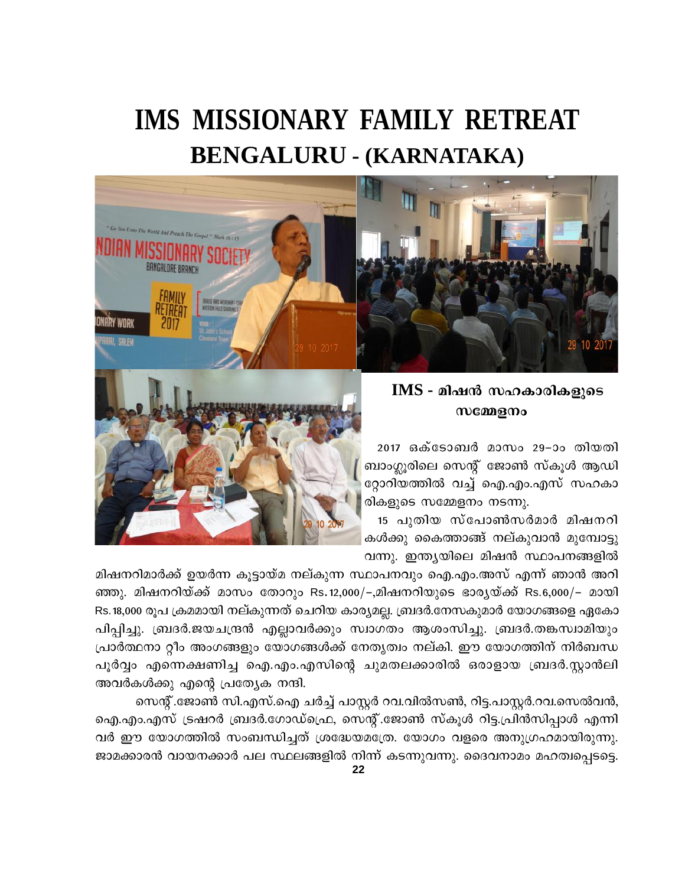# IMS MISSIONARY FAMILY RETREAT
## BENGALURU - (KARNATAKA)

### IMS - മിഷൻ സഹകാരികളുടെ സമ്മേളനം

2017 ഒക്ടോബർ മാസം 29-ാം തിയതി ബാംഗ്ലൂരിലെ സെന്റ് ജോൺ സ്കൂൾ ആഡിറ്റോറിയത്തിൽ വച്ച് ഐ.എം.എസ് സഹകാരികളുടെ സമ്മേളനം നടന്നു.

15 പുതിയ സ്പോൺസർമാർ മിഷനറികൾക്കു കൈത്താങ്ങ് നല്കുവാൻ മുമ്പോട്ടു വന്നു. ഇന്ത്യയിലെ മിഷൻ സ്ഥാപനങ്ങളിൽ മിഷനറിമാർക്ക് ഉയർന്ന കൂട്ടായ്മ നല്കുന്ന സ്ഥാപനവും ഐ.എം.അസ് എന്ന് ഞാൻ അറിഞ്ഞു. മിഷനറിയ്ക്ക് മാസം തോറും Rs.12,000/-,മിഷനറിയുടെ ഭാര്യയ്ക്ക് Rs.6,000/- മായി Rs.18,000 രൂപ ക്രമമായി നല്കുന്നത് ചെറിയ കാര്യമല്ല. ബ്രദർ.നേസകുമാർ യോഗങ്ങളെ ഏകോപിപ്പിച്ചു. ബ്രദർ.ജയചന്ദ്രൻ എല്ലാവർക്കും സ്വാഗതം ആശംസിച്ചു. ബ്രദർ.തങ്കസ്വാമിയും പ്രാർത്ഥനാ റ്റീം അംഗങ്ങളും യോഗങ്ങൾക്ക് നേതൃത്വം നല്കി. ഈ യോഗത്തിന് നിർബന്ധപൂർവ്വം എന്നെക്ഷണിച്ച ഐ.എം.എസിന്റെ ചുമതലക്കാരിൽ ഒരാളായ ബ്രദർ.സ്റ്റാൻലി അവർകൾക്കു എന്റെ പ്രത്യേക നന്ദി.

സെന്റ്.ജോൺ സി.എസ്.ഐ ചർച്ച് പാസ്റ്റർ റവ.വിൽസൺ, റിട്ട.പാസ്റ്റർ.റവ.സെൽവൻ, ഐ.എം.എസ് ട്രഷറർ ബ്രദർ.ഗോഡ്ഫ്രെ, സെന്റ്.ജോൺ സ്കൂൾ റിട്ട.പ്രിൻസിപ്പാൾ എന്നിവർ ഈ യോഗത്തിൽ സംബന്ധിച്ചത് ശ്രദ്ധേയമത്രേ. യോഗം വളരെ അനുഗ്രഹമായിരുന്നു. ജാമക്കാരൻ വായനക്കാർ പല സ്ഥലങ്ങളിൽ നിന്ന് കടന്നുവന്നു. ദൈവനാമം മഹത്വപ്പെടട്ടെ.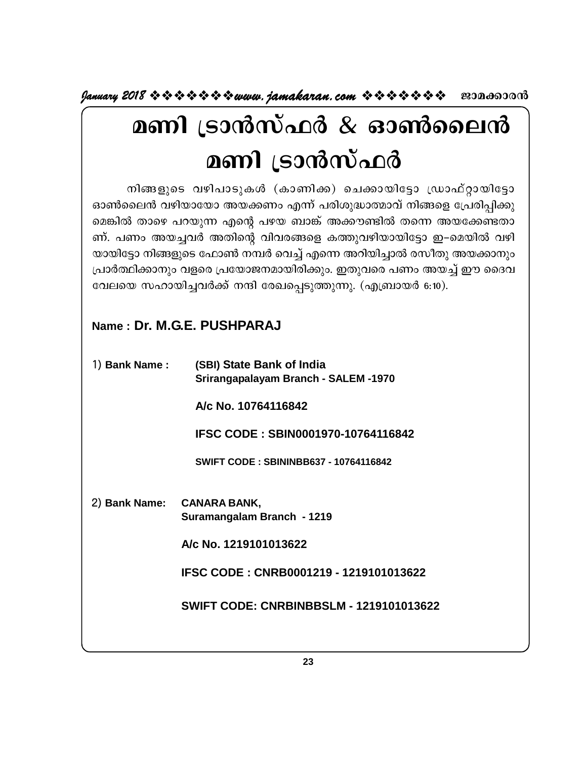# മണി ട്രാൻസ്ഫർ & ഓൺലൈൻ മണി ട്രാൻസ്ഫർ

നിങ്ങളുടെ വഴിപാടുകൾ (കാണിക്ക) ചെക്കായിട്ടോ ഡ്രാഫ്റ്റായിട്ടോ ഓൺലൈൻ വഴിയായോ അയക്കണം എന്ന് പരിശുദ്ധാത്മാവ് നിങ്ങളെ പ്രേരിപ്പിക്കുമെങ്കിൽ താഴെ പറയുന്ന എന്റെ പഴയ ബാങ്ക് അക്കൗണ്ടിൽ തന്നെ അയക്കേണ്ടതാണ്. പണം അയച്ചവർ അതിന്റെ വിവരങ്ങളെ കത്തുവഴിയായിട്ടോ ഇ–മെയിൽ വഴിയായിട്ടോ നിങ്ങളുടെ ഫോൺ നമ്പർ വെച്ച് എന്നെ അറിയിച്ചാൽ രസീതു അയക്കാനും പ്രാർത്ഥിക്കാനും വളരെ പ്രയോജനമായിരിക്കും. ഇതുവരെ പണം അയച്ച് ഈ ദൈവ വേലയെ സഹായിച്ചവർക്ക് നന്ദി രേഖപ്പെടുത്തുന്നു. (എബ്രായർ 6:10).

**Name : Dr. M.G.E. PUSHPARAJ**

1) **Bank Name :** **(SBI) State Bank of India**
**Srirangapalayam Branch - SALEM -1970**

**A/c No. 10764116842**

**IFSC CODE : SBIN0001970-10764116842**

**SWIFT CODE : SBININBB637 - 10764116842**

2) **Bank Name:** **CANARA BANK,**
**Suramangalam Branch - 1219**

**A/c No. 1219101013622**

**IFSC CODE : CNRB0001219 - 1219101013622**

**SWIFT CODE: CNRBINBBSLM - 1219101013622**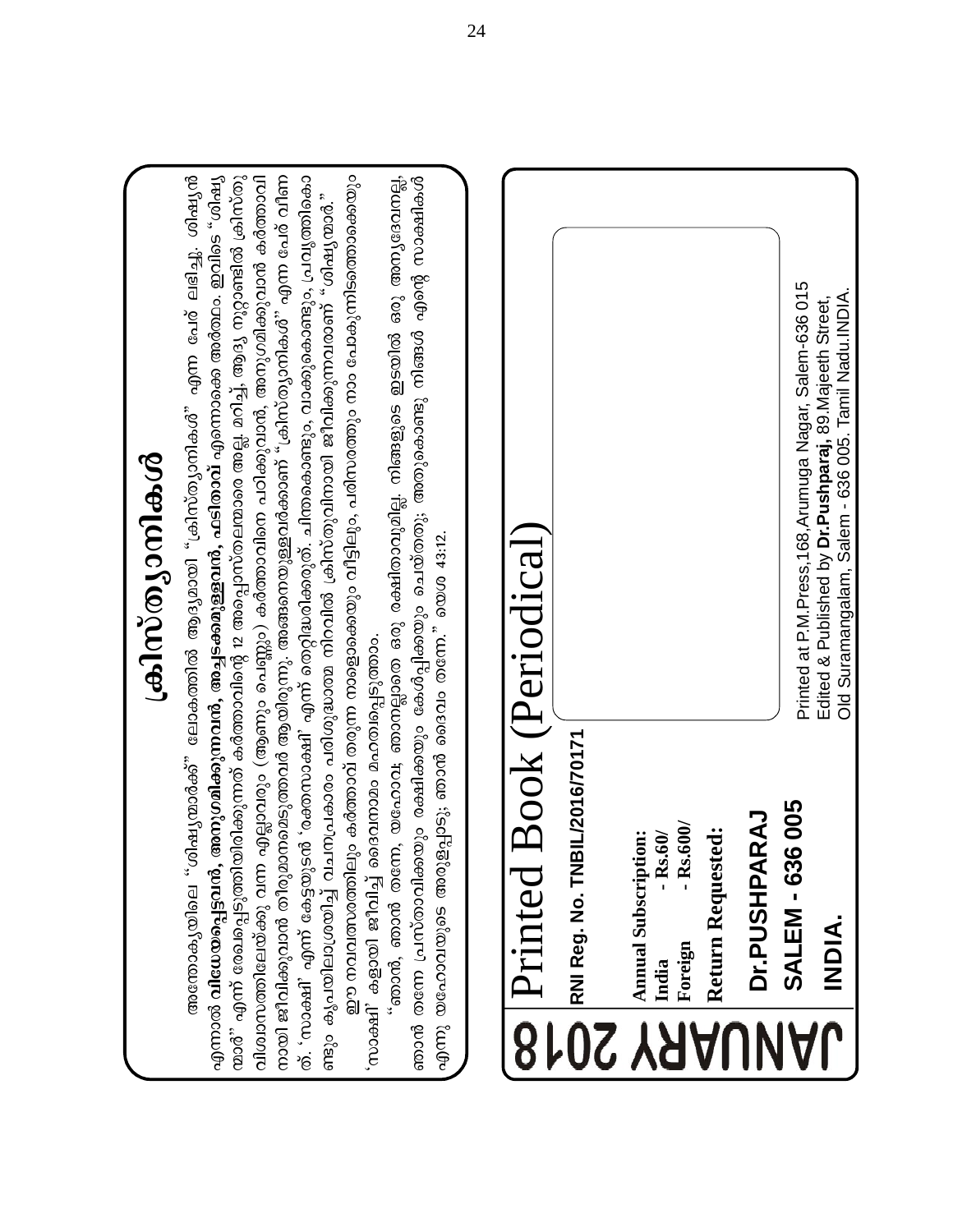# ക്രിസ്ത്യാനികള്‍

അന്ത്യോക്യയിലെ "ശിഷ്യന്മാര്‍ക്ക്" ലോകത്തില്‍ ആദ്യമായി "ക്രിസ്ത്യാനികള്‍" എന്ന പേര്‍ ലഭിച്ചു. ശിഷ്യന്‍ എന്നാല്‍ **വിധേയപ്പെട്ടവന്‍, അനുഗമിക്കുന്നവന്‍, അച്ചടക്കമുള്ളവന്‍, പഠിതാവ്** എന്നൊക്കെ അര്‍ത്ഥം. ഇവിടെ "ശിഷ്യന്മാര്‍" എന്ന് രേഖപ്പെടുത്തിയിരിക്കുന്നത് കര്‍ത്താവിന്റെ 12 അപ്പൊസ്തലന്മാരെ അല്ല, മറിച്ച് ആദ്യ നൂറ്റാണ്ടില്‍ ക്രിസ്തു വിശ്വാസത്തിലേയ്ക്കു വന്ന എല്ലാവരും (ആണും പെണ്ണും) കര്‍ത്താവിനെ പഠിക്കുവാന്‍, അനുഗമിക്കുവാന്‍ കര്‍ത്താവിനായി ജീവിക്കുവാന്‍ തീരുമാനമെടുത്തവര്‍ ആയിരുന്നു. അങ്ങനെയുള്ളവര്‍ക്കാണ് "ക്രിസ്ത്യാനികള്‍" എന്ന പേര്‍ വീണത്. 'സാക്ഷി' എന്ന് കേട്ടാല്‍ 'രക്തസാക്ഷി' എന്ന് തെറ്റിദ്ധരിക്കരുത്. ചിന്തകൊണ്ടും, വാക്കുകൊണ്ടും, പ്രവൃത്തികൊണ്ടും കൃപയിലാശ്രയിച്ച് വചനപ്രകാരം പരിശുദ്ധാത്മ നിറവില്‍ ക്രിസ്തുവിനായി ജീവിക്കുന്നവരാണ് "ശിഷ്യന്മാര്‍."

ഈ നവവത്സരത്തിലും കര്‍ത്താവ് തരുന്ന നാളുകളൊക്കെയും വീട്ടിലും, പരിസരത്തും നാം പോകുന്നിടത്തൊക്കെയും 'സാക്ഷി' കളായി ജീവിച്ച് ദൈവനാമം മഹത്വപ്പെടുത്താം.

"ഞാന്‍, ഞാന്‍ തന്നേ, യഹോവ; ഞാനല്ലാതെ ഒരു രക്ഷിതാവുമില്ല. നിങ്ങളുടെ ഇടയില്‍ ഒരു അന്യദേവനല്ല, ഞാന്‍ തന്നേ പ്രസ്താവിക്കയും രക്ഷിക്കയും കേള്‍പ്പിക്കയും ചെയ്തതു; അതുകൊണ്ടു നിങ്ങള്‍ എന്റെ സാക്ഷികള്‍ എന്നു യഹോവയുടെ അരുളപ്പാടു; ഞാന്‍ ദൈവം തന്നേ." യെശ 43:12.

---

JANUARY 2018

Printed Book (Periodical)

RNI Reg. No. TNBIL/2016/70171

**Annual Subscription:**
**India - Rs.60/**
**Foreign - Rs.600/**

**Return Requested:**

**Dr.PUSHPARAJ**
**SALEM - 636 005**
**INDIA.**

Printed at P.M.Press,168,Arumuga Nagar, Salem-636 015
Edited & Published by **Dr.Pushparaj**, 89.Majeeth Street,
Old Suramangalam, Salem - 636 005. Tamil Nadu.INDIA.